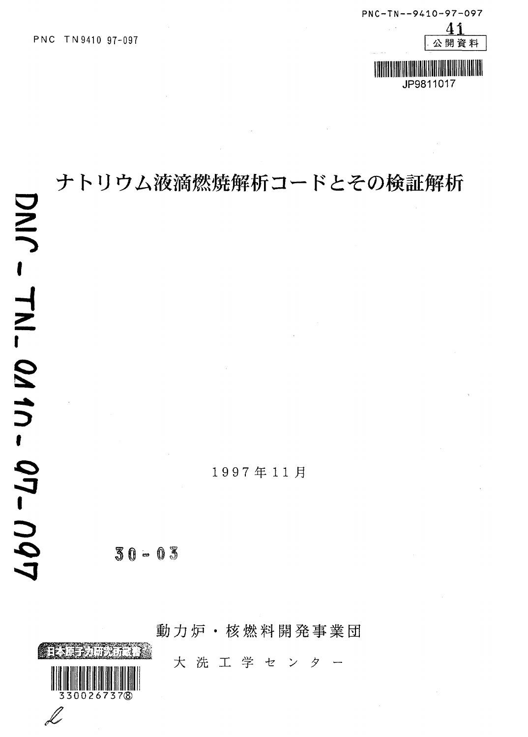PNC TN9410 97-097

PNC-TN--9410-97-097

41

公開資料

JP9811017

# ナトリウム液滴燃焼解析コードとその検証解析

1997年11月

30-03

動力炉・核燃料開発事業団

大 洗 工 学 セ ン タ ー

日本原子力研究所図書

330026737⑧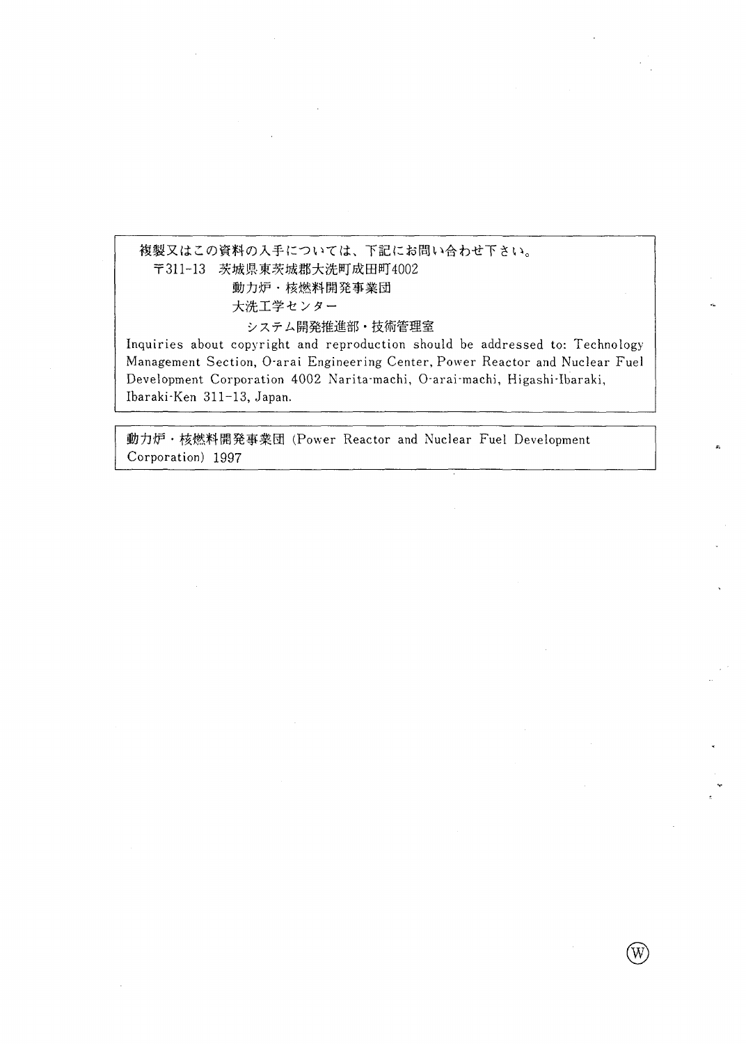複製又はこの資料の入手については、下記にお問い合わせ下さい。

〒311-13　茨城県東茨城郡大洗町成田町4002

動力炉・核燃料開発事業団

大洗工学センター

システム開発推進部・技術管理室

Inquiries about copyright and reproduction should be addressed to: Technology Management Section, O-arai Engineering Center, Power Reactor and Nuclear Fuel Development Corporation 4002 Narita-machi, O-arai-machi, Higashi-Ibaraki, Ibaraki-Ken 311-13, Japan.

動力炉・核燃料開発事業団 (Power Reactor and Nuclear Fuel Development Corporation) 1997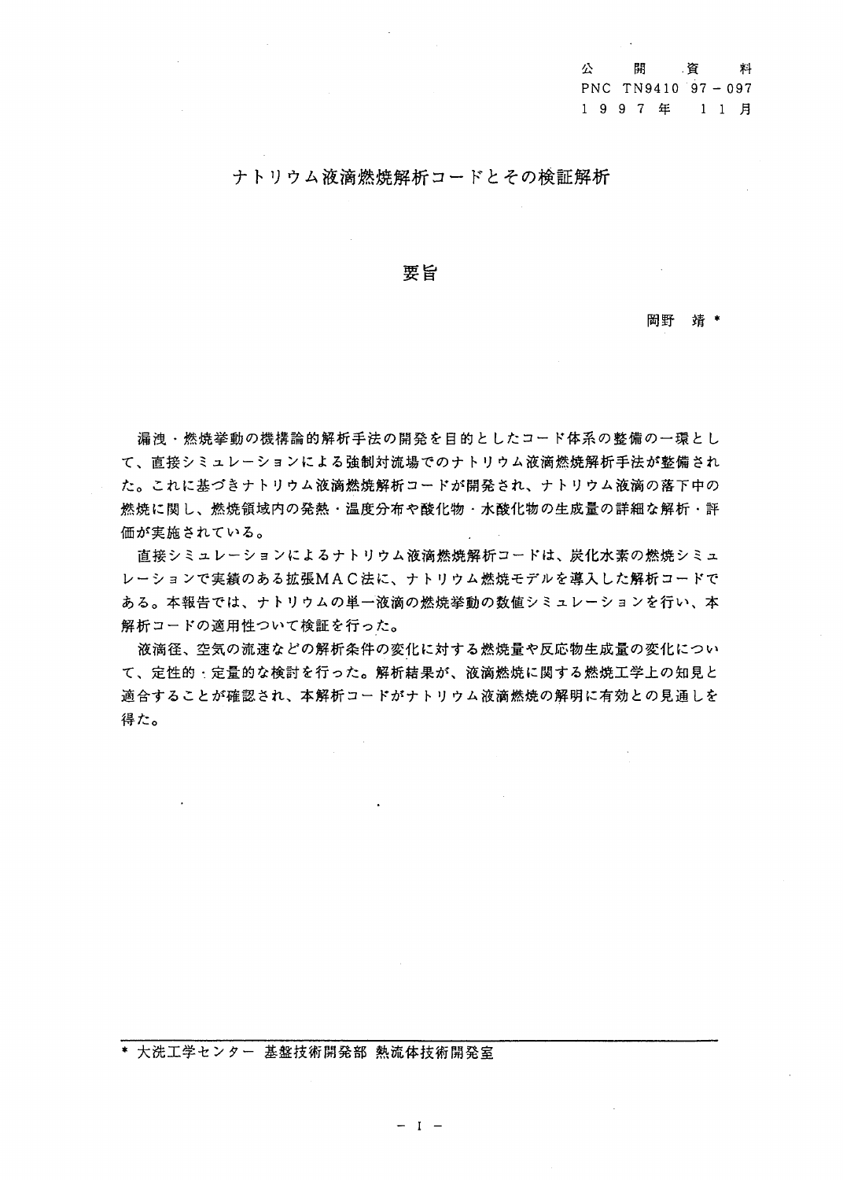公開資料
PNC TN9410 97－097
1997年　11月

# ナトリウム液滴燃焼解析コードとその検証解析

## 要旨

岡野　靖*

漏洩・燃焼挙動の機構論的解析手法の開発を目的としたコード体系の整備の一環として、直接シミュレーションによる強制対流場でのナトリウム液滴燃焼解析手法が整備された。これに基づきナトリウム液滴燃焼解析コードが開発され、ナトリウム液滴の落下中の燃焼に関し、燃焼領域内の発熱・温度分布や酸化物・水酸化物の生成量の詳細な解析・評価が実施されている。

直接シミュレーションによるナトリウム液滴燃焼解析コードは、炭化水素の燃焼シミュレーションで実績のある拡張ＭＡＣ法に、ナトリウム燃焼モデルを導入した解析コードである。本報告では、ナトリウムの単一液滴の燃焼挙動の数値シミュレーションを行い、本解析コードの適用性ついて検証を行った。

液滴径、空気の流速などの解析条件の変化に対する燃焼量や反応物生成量の変化について、定性的・定量的な検討を行った。解析結果が、液滴燃焼に関する燃焼工学上の知見と適合することが確認され、本解析コードがナトリウム液滴燃焼の解明に有効との見通しを得た。

---

* 大洗工学センター　基盤技術開発部　熱流体技術開発室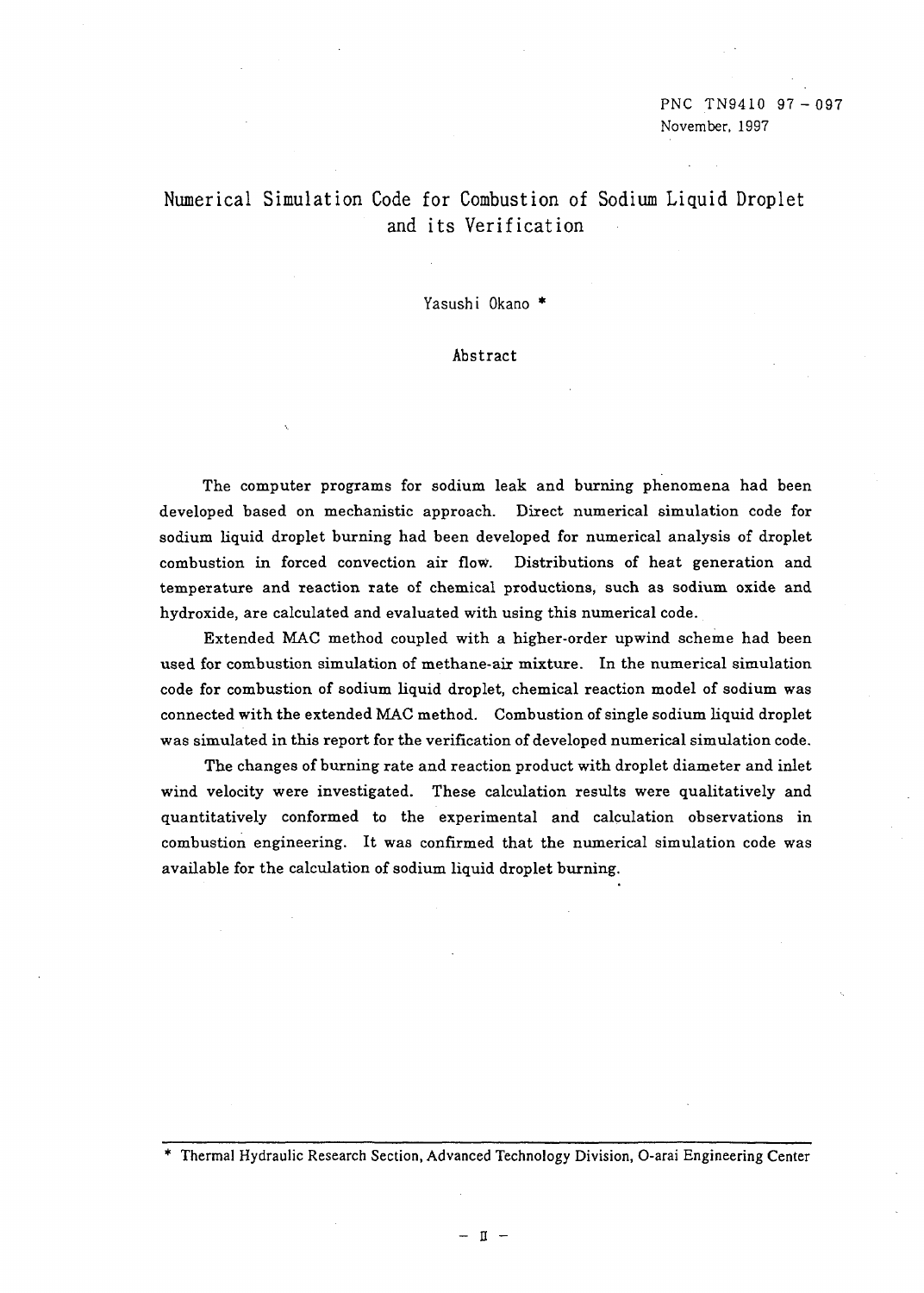PNC TN9410 97 - 097
November, 1997

# Numerical Simulation Code for Combustion of Sodium Liquid Droplet and its Verification

Yasushi Okano *

## Abstract

The computer programs for sodium leak and burning phenomena had been developed based on mechanistic approach. Direct numerical simulation code for sodium liquid droplet burning had been developed for numerical analysis of droplet combustion in forced convection air flow. Distributions of heat generation and temperature and reaction rate of chemical productions, such as sodium oxide and hydroxide, are calculated and evaluated with using this numerical code.

Extended MAC method coupled with a higher-order upwind scheme had been used for combustion simulation of methane-air mixture. In the numerical simulation code for combustion of sodium liquid droplet, chemical reaction model of sodium was connected with the extended MAC method. Combustion of single sodium liquid droplet was simulated in this report for the verification of developed numerical simulation code.

The changes of burning rate and reaction product with droplet diameter and inlet wind velocity were investigated. These calculation results were qualitatively and quantitatively conformed to the experimental and calculation observations in combustion engineering. It was confirmed that the numerical simulation code was available for the calculation of sodium liquid droplet burning.

---

* Thermal Hydraulic Research Section, Advanced Technology Division, O-arai Engineering Center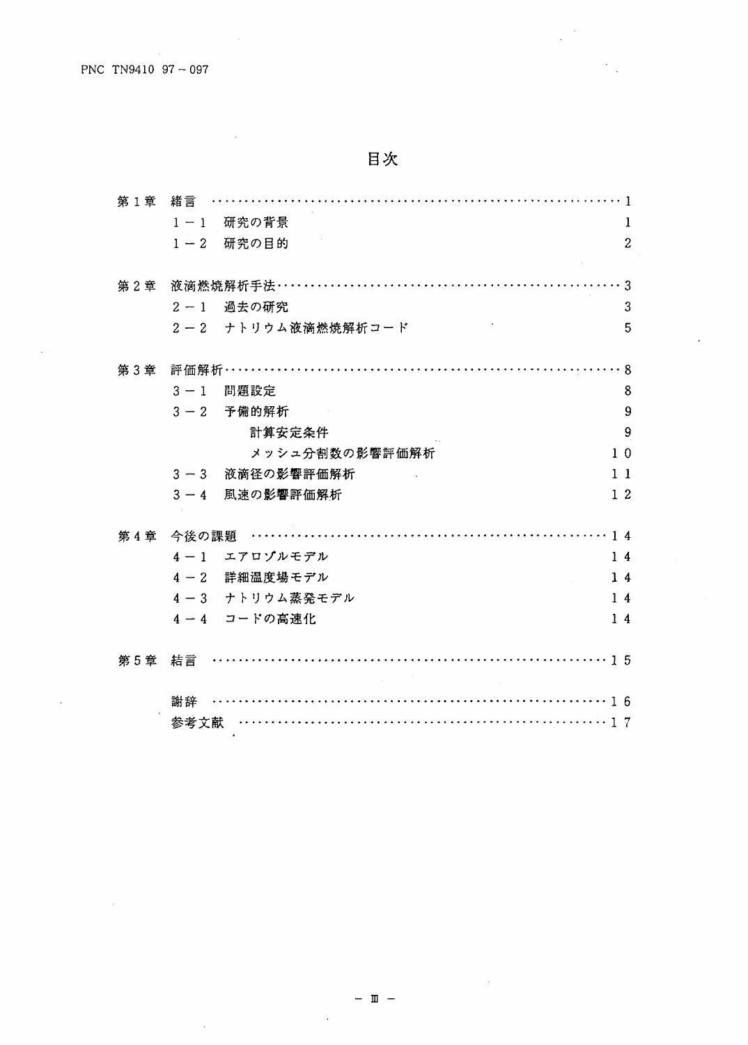# 目次

第１章　緒言 ………………………………………………………… 1

　　１－１　研究の背景　1

　　１－２　研究の目的　2

第２章　液滴燃焼解析手法 ………………………………………… 3

　　２－１　過去の研究　3

　　２－２　ナトリウム液滴燃焼解析コード　5

第３章　評価解析 …………………………………………………… 8

　　３－１　問題設定　8

　　３－２　予備的解析　9

　　　　　計算安定条件　9

　　　　　メッシュ分割数の影響評価解析　１０

　　３－３　液滴径の影響評価解析　１１

　　３－４　風速の影響評価解析　１２

第４章　今後の課題 ……………………………………………… １４

　　４－１　エアロゾルモデル　１４

　　４－２　詳細温度場モデル　１４

　　４－３　ナトリウム蒸発モデル　１４

　　４－４　コードの高速化　１４

第５章　結言 ……………………………………………………… １５

　　謝辞 ………………………………………………………… １６

　　参考文献 …………………………………………………… １７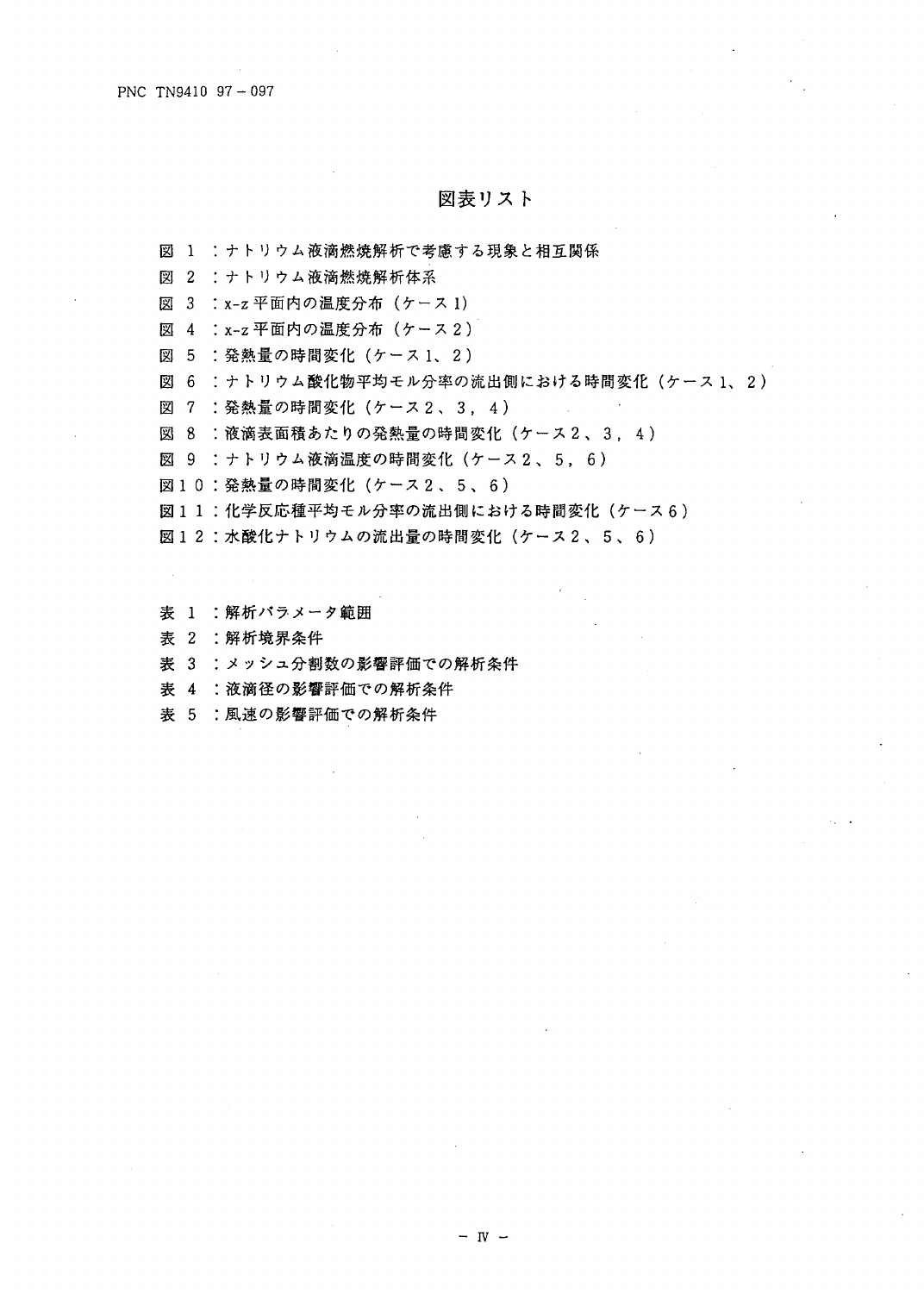# 図表リスト

図 1 ：ナトリウム液滴燃焼解析で考慮する現象と相互関係
図 2 ：ナトリウム液滴燃焼解析体系
図 3 ：x-z 平面内の温度分布（ケース1）
図 4 ：x-z 平面内の温度分布（ケース2）
図 5 ：発熱量の時間変化（ケース1、2）
図 6 ：ナトリウム酸化物平均モル分率の流出側における時間変化（ケース1、2）
図 7 ：発熱量の時間変化（ケース2、3，4）
図 8 ：液滴表面積あたりの発熱量の時間変化（ケース2、3，4）
図 9 ：ナトリウム液滴温度の時間変化（ケース2、5，6）
図10：発熱量の時間変化（ケース2、5、6）
図11：化学反応種平均モル分率の流出側における時間変化（ケース6）
図12：水酸化ナトリウムの流出量の時間変化（ケース2、5、6）

表 1 ：解析パラメータ範囲
表 2 ：解析境界条件
表 3 ：メッシュ分割数の影響評価での解析条件
表 4 ：液滴径の影響評価での解析条件
表 5 ：風速の影響評価での解析条件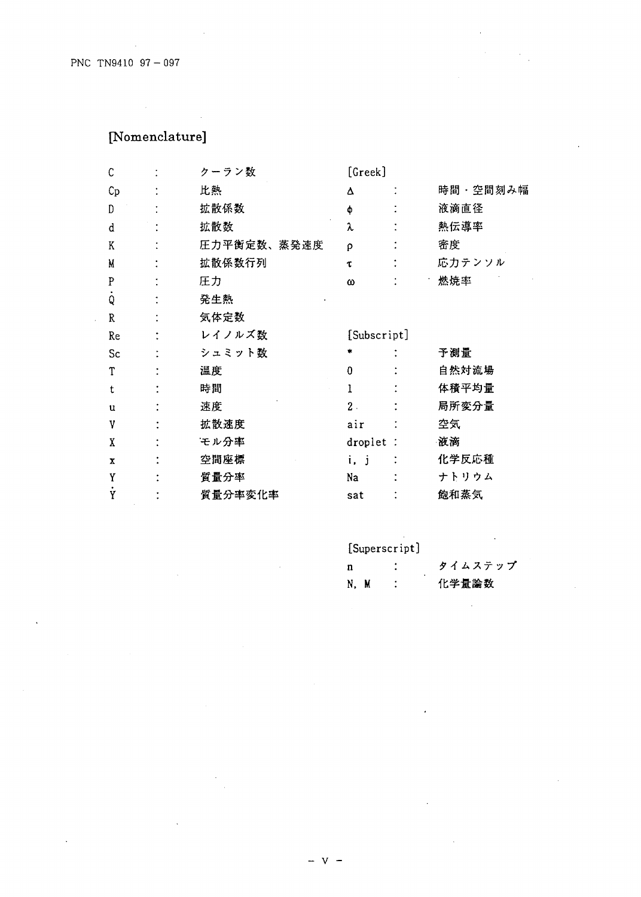# [Nomenclature]

| | | |
|---|---|---|
| $C$ | : | クーラン数 |
| $Cp$ | : | 比熱 |
| $D$ | : | 拡散係数 |
| $d$ | : | 拡散数 |
| $K$ | : | 圧力平衡定数、蒸発速度 |
| $M$ | : | 拡散係数行列 |
| $P$ | : | 圧力 |
| $\dot{Q}$ | : | 発生熱 |
| $R$ | : | 気体定数 |
| $Re$ | : | レイノルズ数 |
| $Sc$ | : | シュミット数 |
| $T$ | : | 温度 |
| $t$ | : | 時間 |
| $u$ | : | 速度 |
| $V$ | : | 拡散速度 |
| $X$ | : | モル分率 |
| $x$ | : | 空間座標 |
| $Y$ | : | 質量分率 |
| $\dot{Y}$ | : | 質量分率変化率 |

[Greek]

| | | |
|---|---|---|
| $\Delta$ | : | 時間・空間刻み幅 |
| $\phi$ | : | 液滴直径 |
| $\lambda$ | : | 熱伝導率 |
| $\rho$ | : | 密度 |
| $\tau$ | : | 応力テンソル |
| $\omega$ | : | 燃焼率 |

[Subscript]

| | | |
|---|---|---|
| * | : | 予測量 |
| 0 | : | 自然対流場 |
| 1 | : | 体積平均量 |
| 2 | : | 局所変分量 |
| air | : | 空気 |
| droplet | : | 液滴 |
| i, j | : | 化学反応種 |
| Na | : | ナトリウム |
| sat | : | 飽和蒸気 |

[Superscript]

| | | |
|---|---|---|
| n | : | タイムステップ |
| N, M | : | 化学量論数 |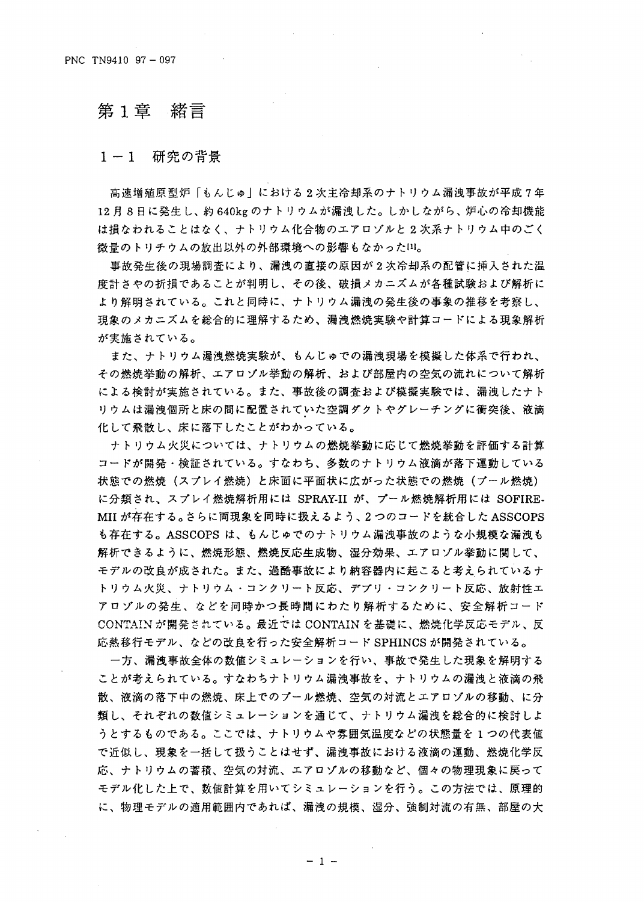# 第1章　緒言

## 1－1　研究の背景

高速増殖原型炉「もんじゅ」における2次主冷却系のナトリウム漏洩事故が平成7年12月8日に発生し、約640kgのナトリウムが漏洩した。しかしながら、炉心の冷却機能は損なわれることはなく、ナトリウム化合物のエアロゾルと2次系ナトリウム中のごく微量のトリチウムの放出以外の外部環境への影響もなかった[1]。

事故発生後の現場調査により、漏洩の直接の原因が2次冷却系の配管に挿入された温度計さやの折損であることが判明し、その後、破損メカニズムが各種試験および解析により解明されている。これと同時に、ナトリウム漏洩の発生後の事象の推移を考察し、現象のメカニズムを総合的に理解するため、漏洩燃焼実験や計算コードによる現象解析が実施されている。

また、ナトリウム漏洩燃焼実験が、もんじゅでの漏洩現場を模擬した体系で行われ、その燃焼挙動の解析、エアロゾル挙動の解析、および部屋内の空気の流れについて解析による検討が実施されている。また、事故後の調査および模擬実験では、漏洩したナトリウムは漏洩個所と床の間に配置されていた空調ダクトやグレーチングに衝突後、液滴化して飛散し、床に落下したことがわかっている。

ナトリウム火災については、ナトリウムの燃焼挙動に応じて燃焼挙動を評価する計算コードが開発・検証されている。すなわち、多数のナトリウム液滴が落下運動している状態での燃焼（スプレイ燃焼）と床面に平面状に広がった状態での燃焼（プール燃焼）に分類され、スプレイ燃焼解析用には SPRAY-II が、プール燃焼解析用には SOFIRE-MII が存在する。さらに両現象を同時に扱えるよう、2つのコードを統合したASSCOPSも存在する。ASSCOPS は、もんじゅでのナトリウム漏洩事故のような小規模な漏洩も解析できるように、燃焼形態、燃焼反応生成物、湿分効果、エアロゾル挙動に関して、モデルの改良が成された。また、過酷事故により納容器内に起こると考えられているナトリウム火災、ナトリウム・コンクリート反応、デブリ・コンクリート反応、放射性エアロゾルの発生、などを同時かつ長時間にわたり解析するために、安全解析コードCONTAIN が開発されている。最近では CONTAIN を基礎に、燃焼化学反応モデル、反応熱移行モデル、などの改良を行った安全解析コード SPHINCS が開発されている。

一方、漏洩事故全体の数値シミュレーションを行い、事故で発生した現象を解明することが考えられている。すなわちナトリウム漏洩事故を、ナトリウムの漏洩と液滴の飛散、液滴の落下中の燃焼、床上でのプール燃焼、空気の対流とエアロゾルの移動、に分類し、それぞれの数値シミュレーションを通じて、ナトリウム漏洩を総合的に検討しようとするものである。ここでは、ナトリウムや雰囲気温度などの状態量を1つの代表値で近似し、現象を一括して扱うことはせず、漏洩事故における液滴の運動、燃焼化学反応、ナトリウムの蓄積、空気の対流、エアロゾルの移動など、個々の物理現象に戻ってモデル化した上で、数値計算を用いてシミュレーションを行う。この方法では、原理的に、物理モデルの適用範囲内であれば、漏洩の規模、湿分、強制対流の有無、部屋の大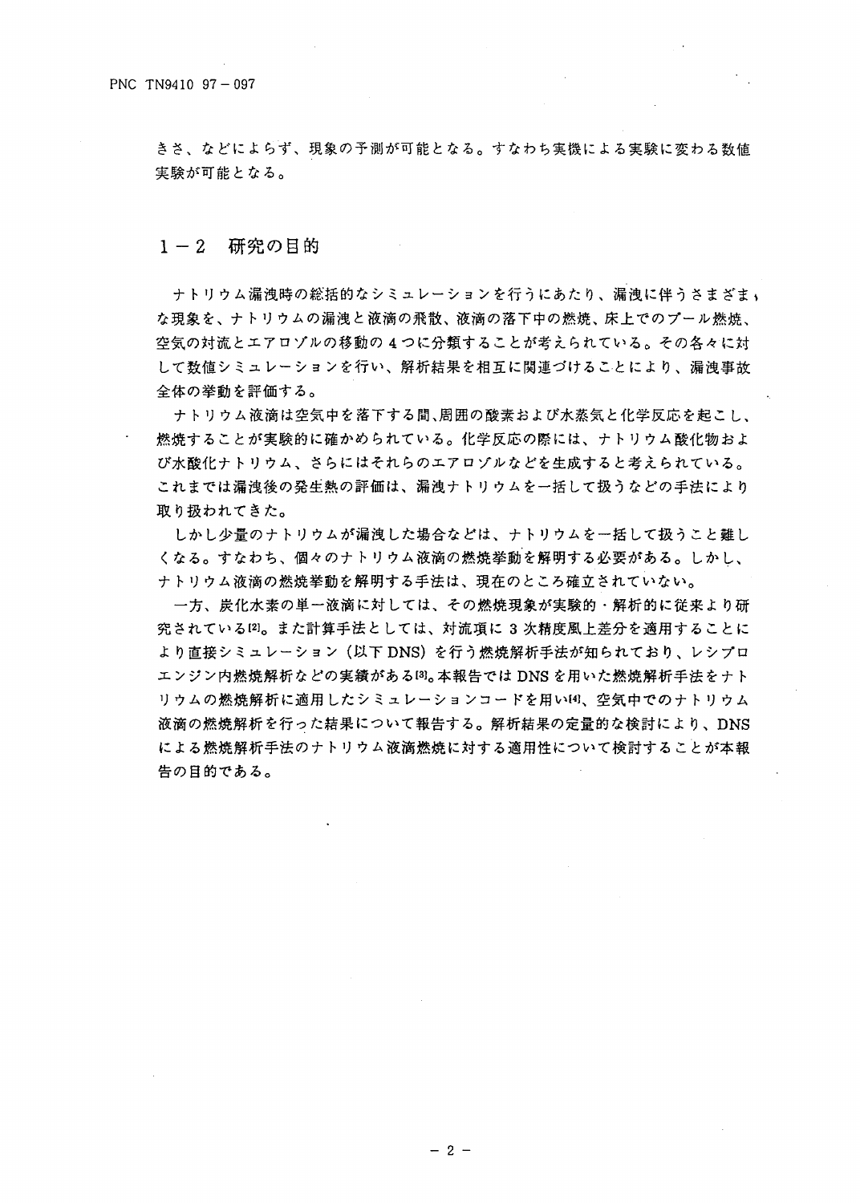きさ、などによらず、現象の予測が可能となる。すなわち実機による実験に変わる数値実験が可能となる。

## 1－2　研究の目的

ナトリウム漏洩時の総括的なシミュレーションを行うにあたり、漏洩に伴うさまざまな現象を、ナトリウムの漏洩と液滴の飛散、液滴の落下中の燃焼、床上でのプール燃焼、空気の対流とエアロゾルの移動の4つに分類することが考えられている。その各々に対して数値シミュレーションを行い、解析結果を相互に関連づけることにより、漏洩事故全体の挙動を評価する。

ナトリウム液滴は空気中を落下する間､周囲の酸素および水蒸気と化学反応を起こし、燃焼することが実験的に確かめられている。化学反応の際には、ナトリウム酸化物および水酸化ナトリウム、さらにはそれらのエアロゾルなどを生成すると考えられている。これまでは漏洩後の発生熱の評価は、漏洩ナトリウムを一括して扱うなどの手法により取り扱われてきた。

しかし少量のナトリウムが漏洩した場合などは、ナトリウムを一括して扱うこと難しくなる。すなわち、個々のナトリウム液滴の燃焼挙動を解明する必要がある。しかし、ナトリウム液滴の燃焼挙動を解明する手法は、現在のところ確立されていない。

一方、炭化水素の単一液滴に対しては、その燃焼現象が実験的・解析的に従来より研究されている[2]。また計算手法としては、対流項に3次精度風上差分を適用することにより直接シミュレーション（以下DNS）を行う燃焼解析手法が知られており、レシプロエンジン内燃焼解析などの実績がある[3]。本報告ではDNSを用いた燃焼解析手法をナトリウムの燃焼解析に適用したシミュレーションコードを用い[4]、空気中でのナトリウム液滴の燃焼解析を行った結果について報告する。解析結果の定量的な検討により、DNSによる燃焼解析手法のナトリウム液滴燃焼に対する適用性について検討することが本報告の目的である。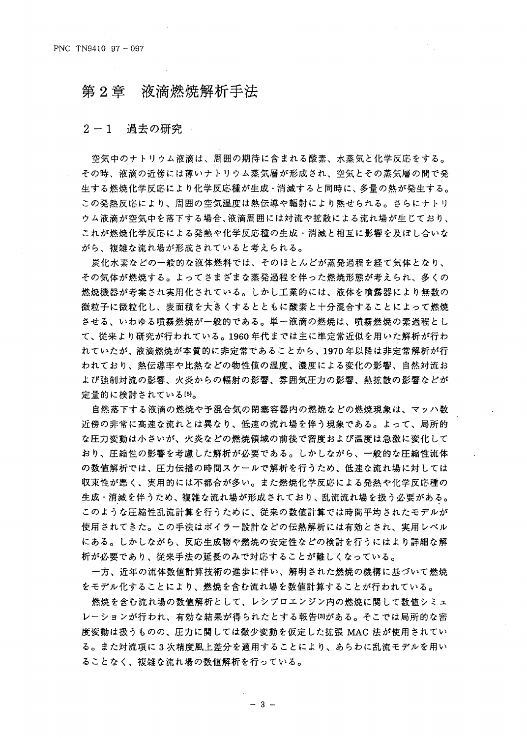# 第2章　液滴燃焼解析手法

## 2－1　過去の研究

空気中のナトリウム液滴は、周囲の期待に含まれる酸素、水蒸気と化学反応をする。その時、液滴の近傍には薄いナトリウム蒸気層が形成され、空気とその蒸気層の間で発生する燃焼化学反応により化学反応種が生成・消滅すると同時に、多量の熱が発生する。この発熱反応により、周囲の空気温度は熱伝導や輻射により熱せられる。さらにナトリウム液滴が空気中を落下する場合、液滴周囲には対流や拡散による流れ場が生じており、これが燃焼化学反応による発熱や化学反応種の生成・消滅と相互に影響を及ぼし合いながら、複雑な流れ場が形成されていると考えられる。

炭化水素などの一般的な液体燃料では、そのほとんどが蒸発過程を経て気体となり、その気体が燃焼する。よってさまざまな蒸発過程を伴った燃焼形態が考えられ、多くの燃焼機器が考案され実用化されている。しかし工業的には、液体を噴霧器により無数の微粒子に微粒化し、表面積を大きくするとともに酸素と十分混合することによって燃焼させる、いわゆる噴霧燃焼が一般的である。単一液滴の燃焼は、噴霧燃焼の素過程として、従来より研究が行われている。1960年代までは主に準定常近似を用いた解析が行われていたが、液滴燃焼が本質的に非定常であることから、1970年以降は非定常解析が行われており、熱伝導率や比熱などの物性値の温度、濃度による変化の影響、自然対流および強制対流の影響、火炎からの輻射の影響、雰囲気圧力の影響、熱拡散の影響などが定量的に検討されている[5]。

自然落下する液滴の燃焼や予混合気の閉塞容器内の燃焼などの燃焼現象は、マッハ数近傍の非常に高速な流れとは異なり、低速の流れ場を伴う現象である。よって、局所的な圧力変動は小さいが、火炎などの燃焼領域の前後で密度および温度は急激に変化しており、圧縮性の影響を考慮した解析が必要である。しかしながら、一般的な圧縮性流体の数値解析では、圧力伝播の時間スケールで解析を行うため、低速な流れ場に対しては収束性が悪く、実用的には不都合が多い。また燃焼化学反応による発熱や化学反応種の生成・消滅を伴うため、複雑な流れ場が形成されており、乱流流れ場を扱う必要がある。このような圧縮性乱流計算を行うために、従来の数値計算では時間平均されたモデルが使用されてきた。この手法はボイラー設計などの伝熱解析には有効とされ、実用レベルにある。しかしながら、反応生成物や燃焼の安定性などの検討を行うにはより詳細な解析が必要であり、従来手法の延長のみで対応することが難しくなっている。

一方、近年の流体数値計算技術の進歩に伴い、解明された燃焼の機構に基づいて燃焼をモデル化することにより、燃焼を含む流れ場を数値計算することが行われている。

燃焼を含む流れ場の数値解析として、レシプロエンジン内の燃焼に関して数値シミュレーションが行われ、有効な結果が得られたとする報告[3]がある。そこでは局所的な密度変動は扱うものの、圧力に関しては微少変動を仮定した拡張 MAC 法が使用されている。また対流項に3次精度風上差分を適用することにより、あらわに乱流モデルを用いることなく、複雑な流れ場の数値解析を行っている。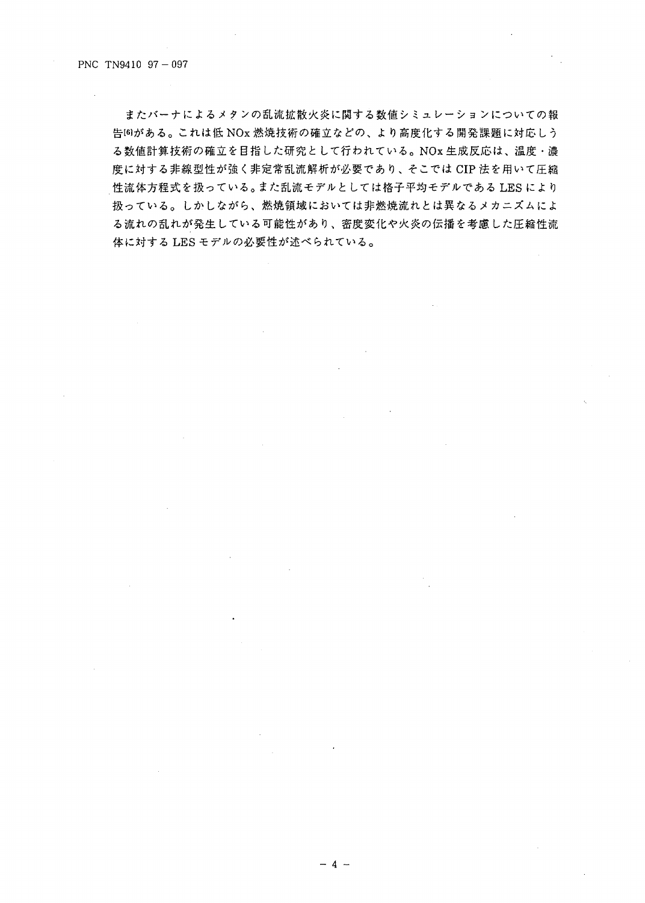またバーナによるメタンの乱流拡散火炎に関する数値シミュレーションについての報告[6]がある。これは低 NOx 燃焼技術の確立などの、より高度化する開発課題に対応しうる数値計算技術の確立を目指した研究として行われている。NOx 生成反応は、温度・濃度に対する非線型性が強く非定常乱流解析が必要であり、そこでは CIP 法を用いて圧縮性流体方程式を扱っている。また乱流モデルとしては格子平均モデルである LES により扱っている。しかしながら、燃焼領域においては非燃焼流れとは異なるメカニズムによる流れの乱れが発生している可能性があり、密度変化や火炎の伝播を考慮した圧縮性流体に対する LES モデルの必要性が述べられている。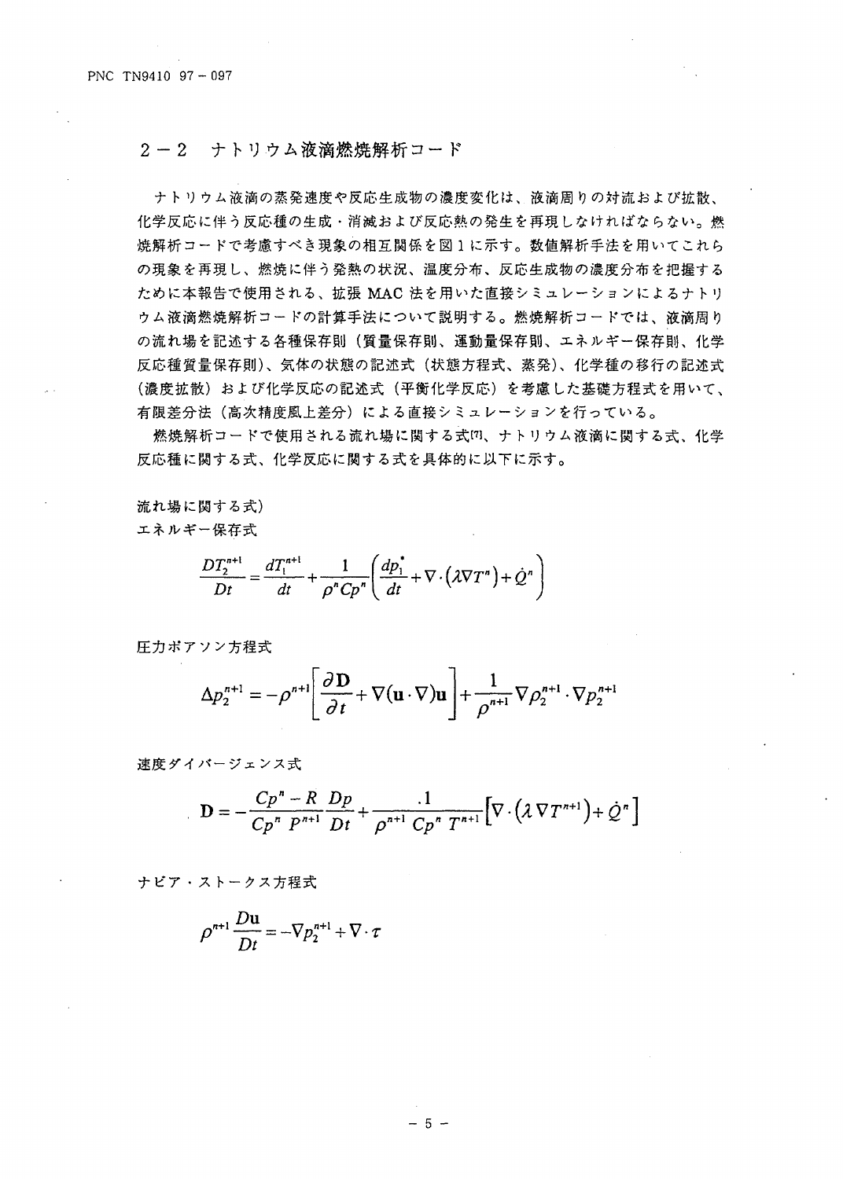## 2－2　ナトリウム液滴燃焼解析コード

ナトリウム液滴の蒸発速度や反応生成物の濃度変化は、液滴周りの対流および拡散、化学反応に伴う反応種の生成・消滅および反応熱の発生を再現しなければならない。燃焼解析コードで考慮すべき現象の相互関係を図1に示す。数値解析手法を用いてこれらの現象を再現し、燃焼に伴う発熱の状況、温度分布、反応生成物の濃度分布を把握するために本報告で使用される、拡張 MAC 法を用いた直接シミュレーションによるナトリウム液滴燃焼解析コードの計算手法について説明する。燃焼解析コードでは、液滴周りの流れ場を記述する各種保存則（質量保存則、運動量保存則、エネルギー保存則、化学反応種質量保存則）、気体の状態の記述式（状態方程式、蒸発）、化学種の移行の記述式（濃度拡散）および化学反応の記述式（平衡化学反応）を考慮した基礎方程式を用いて、有限差分法（高次精度風上差分）による直接シミュレーションを行っている。

燃焼解析コードで使用される流れ場に関する式[7]、ナトリウム液滴に関する式、化学反応種に関する式、化学反応に関する式を具体的に以下に示す。

流れ場に関する式）

エネルギー保存式

$$\frac{DT_2^{n+1}}{Dt} = \frac{dT_1^{n+1}}{dt} + \frac{1}{\rho^n Cp^n}\left(\frac{dp_1^*}{dt} + \nabla\cdot\left(\lambda\nabla T^n\right) + \dot{Q}^n\right)$$

圧力ポアソン方程式

$$\Delta p_2^{n+1} = -\rho^{n+1}\left[\frac{\partial \mathbf{D}}{\partial t} + \nabla(\mathbf{u}\cdot\nabla)\mathbf{u}\right] + \frac{1}{\rho^{n+1}}\nabla\rho_2^{n+1}\cdot\nabla p_2^{n+1}$$

速度ダイバージェンス式

$$\mathbf{D} = -\frac{Cp^n - R}{Cp^n\ P^{n+1}}\frac{Dp}{Dt} + \frac{1}{\rho^{n+1}\ Cp^n\ T^{n+1}}\left[\nabla\cdot\left(\lambda\nabla T^{n+1}\right) + \dot{Q}^n\right]$$

ナビア・ストークス方程式

$$\rho^{n+1}\frac{D\mathbf{u}}{Dt} = -\nabla p_2^{n+1} + \nabla\cdot\tau$$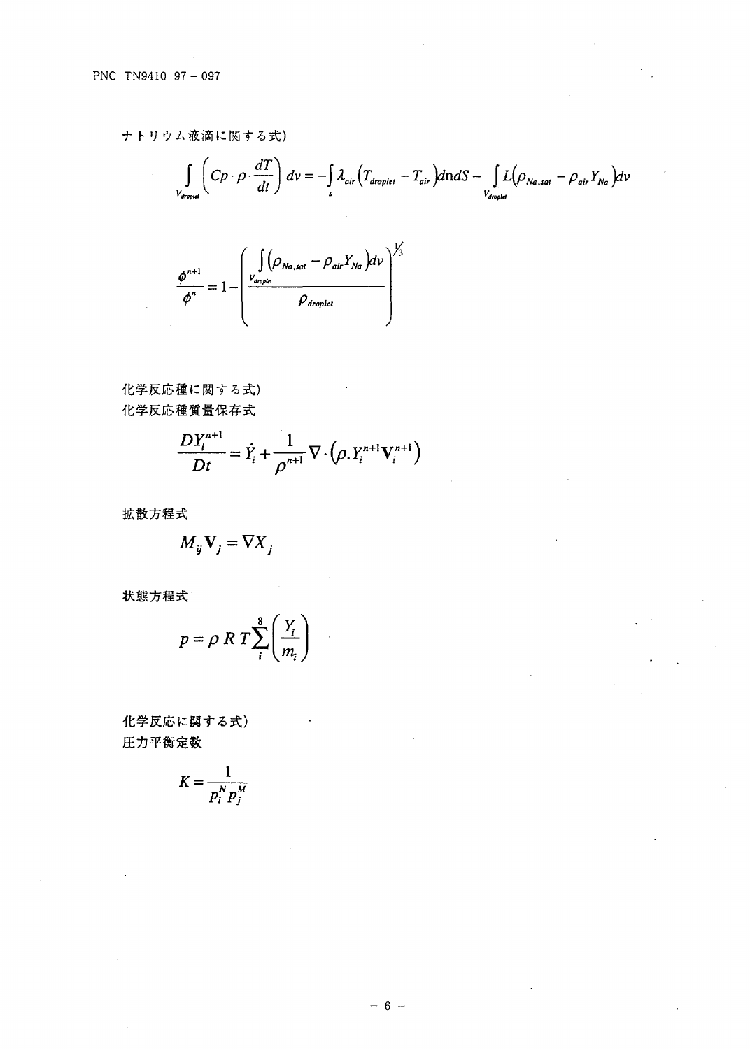ナトリウム液滴に関する式)

$$\int_{V_{droplet}} \left( Cp \cdot \rho \cdot \frac{dT}{dt} \right) dv = -\int_{s} \lambda_{air} \left( T_{droplet} - T_{air} \right) d\mathbf{n} dS - \int_{V_{droplet}} L \left( \rho_{Na,sat} - \rho_{air} Y_{Na} \right) dv$$

$$\frac{\phi^{n+1}}{\phi^{n}} = 1 - \left( \frac{\int_{V_{droplet}} \left( \rho_{Na,sat} - \rho_{air} Y_{Na} \right) dv}{\rho_{droplet}} \right)^{1/3}$$

化学反応種に関する式)

化学反応種質量保存式

$$\frac{DY_i^{n+1}}{Dt} = \dot{Y}_i + \frac{1}{\rho^{n+1}} \nabla \cdot \left( \rho . Y_i^{n+1} \mathbf{V}_i^{n+1} \right)$$

拡散方程式

$$M_{ij} \mathbf{V}_j = \nabla X_j$$

状態方程式

$$p = \rho \, R \, T \sum_{i}^{8} \left( \frac{Y_i}{m_i} \right)$$

化学反応に関する式)

圧力平衡定数

$$K = \frac{1}{p_i^N p_j^M}$$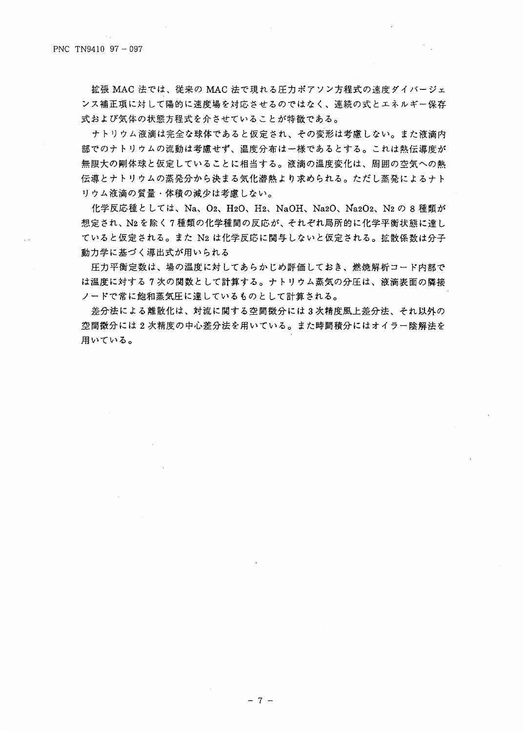拡張 MAC 法では、従来の MAC 法で現れる圧力ポアソン方程式の速度ダイバージェンス補正項に対して陽的に速度場を対応させるのではなく、連続の式とエネルギー保存式および気体の状態方程式を介させていることが特徴である。

ナトリウム液滴は完全な球体であると仮定され、その変形は考慮しない。また液滴内部でのナトリウムの流動は考慮せず、温度分布は一様であるとする。これは熱伝導度が無限大の剛体球と仮定していることに相当する。液滴の温度変化は、周囲の空気への熱伝導とナトリウムの蒸発分から決まる気化潜熱より求められる。ただし蒸発によるナトリウム液滴の質量・体積の減少は考慮しない。

化学反応種としては、Na、$O_2$、$H_2O$、$H_2$、NaOH、$Na_2O$、$Na_2O_2$、$N_2$ の 8 種類が想定され、$N_2$ を除く 7 種類の化学種間の反応が、それぞれ局所的に化学平衡状態に達していると仮定される。また $N_2$ は化学反応に関与しないと仮定される。拡散係数は分子動力学に基づく導出式が用いられる

圧力平衡定数は、場の温度に対してあらかじめ評価しておき、燃焼解析コード内部では温度に対する 7 次の関数として計算する。ナトリウム蒸気の分圧は、液滴表面の隣接ノードで常に飽和蒸気圧に達しているものとして計算される。

差分法による離散化は、対流に関する空間微分には 3 次精度風上差分法、それ以外の空間微分には 2 次精度の中心差分法を用いている。また時間積分にはオイラー陰解法を用いている。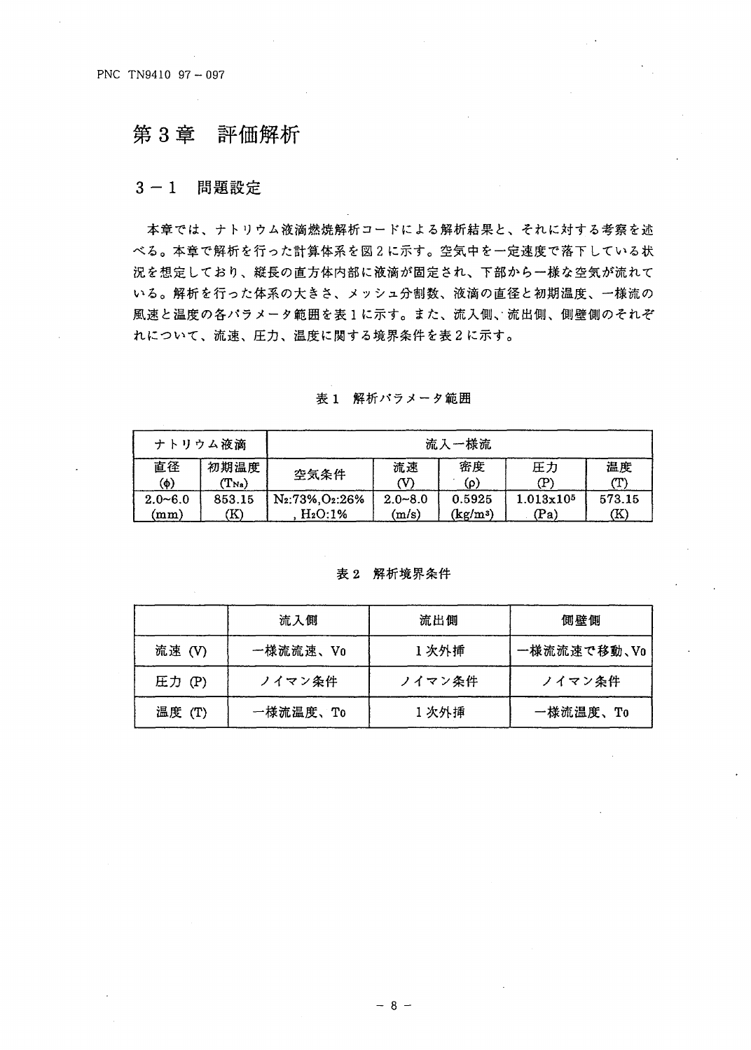# 第３章　評価解析

## ３－１　問題設定

本章では、ナトリウム液滴燃焼解析コードによる解析結果と、それに対する考察を述べる。本章で解析を行った計算体系を図２に示す。空気中を一定速度で落下している状況を想定しており、縦長の直方体内部に液滴が固定され、下部から一様な空気が流れている。解析を行った体系の大きさ、メッシュ分割数、液滴の直径と初期温度、一様流の風速と温度の各パラメータ範囲を表１に示す。また、流入側、流出側、側壁側のそれぞれについて、流速、圧力、温度に関する境界条件を表２に示す。

表１　解析パラメータ範囲

| ナトリウム液滴 | | 流入一様流 | | | | |
|---|---|---|---|---|---|---|
| 直径 (φ) | 初期温度 ($T_{Na}$) | 空気条件 | 流速 (V) | 密度 (ρ) | 圧力 (P) | 温度 (T) |
| 2.0~6.0 (mm) | 853.15 (K) | $N_2$:73%,$O_2$:26%, $H_2O$:1% | 2.0~8.0 (m/s) | 0.5925 (kg/m³) | $1.013\times10^5$ (Pa) | 573.15 (K) |

表２　解析境界条件

| | 流入側 | 流出側 | 側壁側 |
|---|---|---|---|
| 流速 (V) | 一様流流速、$V_0$ | １次外挿 | 一様流流速で移動、$V_0$ |
| 圧力 (P) | ノイマン条件 | ノイマン条件 | ノイマン条件 |
| 温度 (T) | 一様流温度、$T_0$ | １次外挿 | 一様流温度、$T_0$ |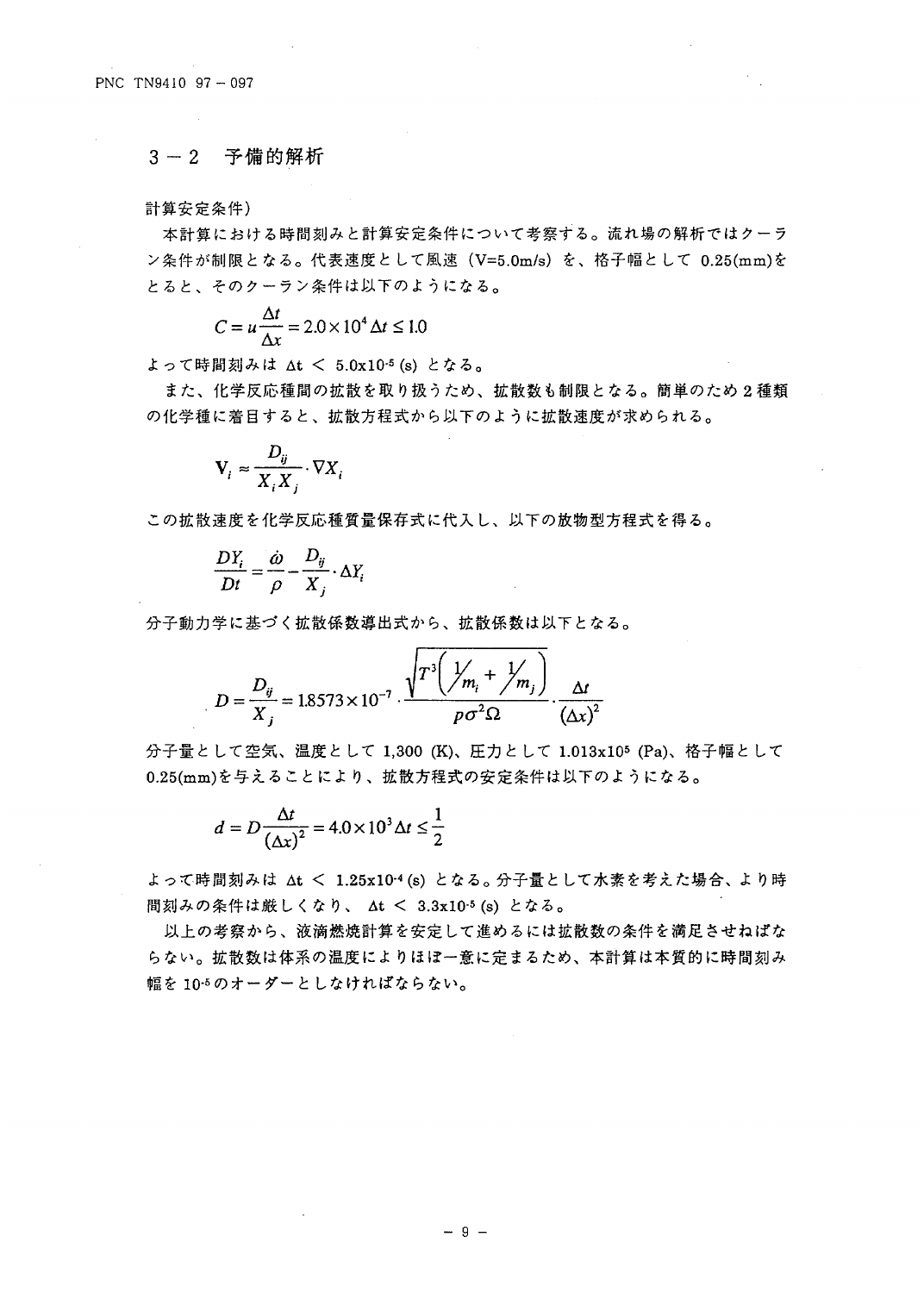## 3－2　予備的解析

計算安定条件）

本計算における時間刻みと計算安定条件について考察する。流れ場の解析ではクーラン条件が制限となる。代表速度として風速（V=5.0m/s）を、格子幅として 0.25(mm)をとると、そのクーラン条件は以下のようになる。

$$C = u\frac{\Delta t}{\Delta x} = 2.0\times 10^{4}\,\Delta t \leq 1.0$$

よって時間刻みは $\Delta t < 5.0\mathrm{x}10^{-5}$ (s) となる。

また、化学反応種間の拡散を取り扱うため、拡散数も制限となる。簡単のため２種類の化学種に着目すると、拡散方程式から以下のように拡散速度が求められる。

$$\mathbf{V}_i \approx \frac{D_{ij}}{X_i X_j}\cdot \nabla X_i$$

この拡散速度を化学反応種質量保存式に代入し、以下の放物型方程式を得る。

$$\frac{DY_i}{Dt} = \frac{\dot{\omega}}{\rho} - \frac{D_{ij}}{X_j}\cdot \Delta Y_i$$

分子動力学に基づく拡散係数導出式から、拡散係数は以下となる。

$$D = \frac{D_{ij}}{X_j} = 1.8573\times 10^{-7}\cdot\frac{\sqrt{T^3\left(\frac{1}{m_i}+\frac{1}{m_j}\right)}}{p\sigma^2\Omega}\cdot\frac{\Delta t}{(\Delta x)^2}$$

分子量として空気、温度として 1,300 (K)、圧力として $1.013\mathrm{x}10^{5}$ (Pa)、格子幅として 0.25(mm)を与えることにより、拡散方程式の安定条件は以下のようになる。

$$d = D\frac{\Delta t}{(\Delta x)^2} = 4.0\times 10^{3}\,\Delta t \leq \frac{1}{2}$$

よって時間刻みは $\Delta t < 1.25\mathrm{x}10^{-4}$ (s) となる。分子量として水素を考えた場合、より時間刻みの条件は厳しくなり、 $\Delta t < 3.3\mathrm{x}10^{-5}$ (s) となる。

以上の考察から、液滴燃焼計算を安定して進めるには拡散数の条件を満足させねばならない。拡散数は体系の温度によりほぼ一意に定まるため、本計算は本質的に時間刻み幅を $10^{-5}$ のオーダーとしなければならない。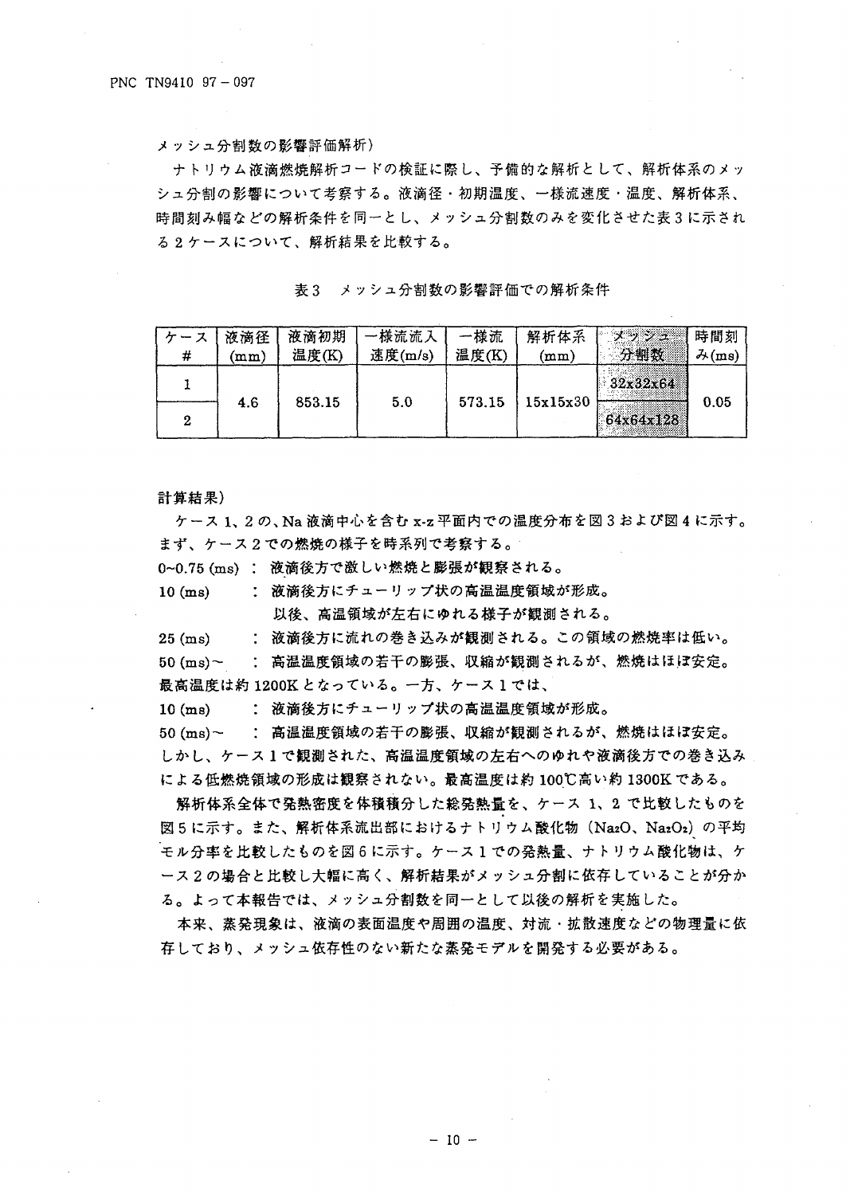メッシュ分割数の影響評価解析）

ナトリウム液滴燃焼解析コードの検証に際し、予備的な解析として、解析体系のメッシュ分割の影響について考察する。液滴径・初期温度、一様流速度・温度、解析体系、時間刻み幅などの解析条件を同一とし、メッシュ分割数のみを変化させた表3に示される2ケースについて、解析結果を比較する。

表3　メッシュ分割数の影響評価での解析条件

| ケース # | 液滴径 (mm) | 液滴初期温度(K) | 一様流流入速度(m/s) | 一様流温度(K) | 解析体系 (mm) | メッシュ分割数 | 時間刻み(ms) |
|---|---|---|---|---|---|---|---|
| 1 | 4.6 | 853.15 | 5.0 | 573.15 | 15x15x30 | 32x32x64 | 0.05 |
| 2 | | | | | | 64x64x128 | |

計算結果）

ケース1、2の、Na液滴中心を含むx-z平面内での温度分布を図3および図4に示す。まず、ケース2での燃焼の様子を時系列で考察する。

0~0.75 (ms) ： 液滴後方で激しい燃焼と膨張が観察される。

10 (ms) ： 液滴後方にチューリップ状の高温温度領域が形成。
以後、高温領域が左右にゆれる様子が観測される。

25 (ms) ： 液滴後方に流れの巻き込みが観測される。この領域の燃焼率は低い。

50 (ms)～ ： 高温温度領域の若干の膨張、収縮が観測されるが、燃焼はほぼ安定。

最高温度は約1200Kとなっている。一方、ケース1では、

10 (ms) ： 液滴後方にチューリップ状の高温温度領域が形成。

50 (ms)～ ： 高温温度領域の若干の膨張、収縮が観測されるが、燃焼はほぼ安定。

しかし、ケース1で観測された、高温温度領域の左右へのゆれや液滴後方での巻き込みによる低燃焼領域の形成は観察されない。最高温度は約100℃高い約1300Kである。

解析体系全体で発熱密度を体積積分した総発熱量を、ケース1、2で比較したものを図5に示す。また、解析体系流出部におけるナトリウム酸化物（$Na_2O$、$Na_2O_2$）の平均モル分率を比較したものを図6に示す。ケース1での発熱量、ナトリウム酸化物は、ケース2の場合と比較し大幅に高く、解析結果がメッシュ分割に依存していることが分かる。よって本報告では、メッシュ分割数を同一として以後の解析を実施した。

本来、蒸発現象は、液滴の表面温度や周囲の温度、対流・拡散速度などの物理量に依存しており、メッシュ依存性のない新たな蒸発モデルを開発する必要がある。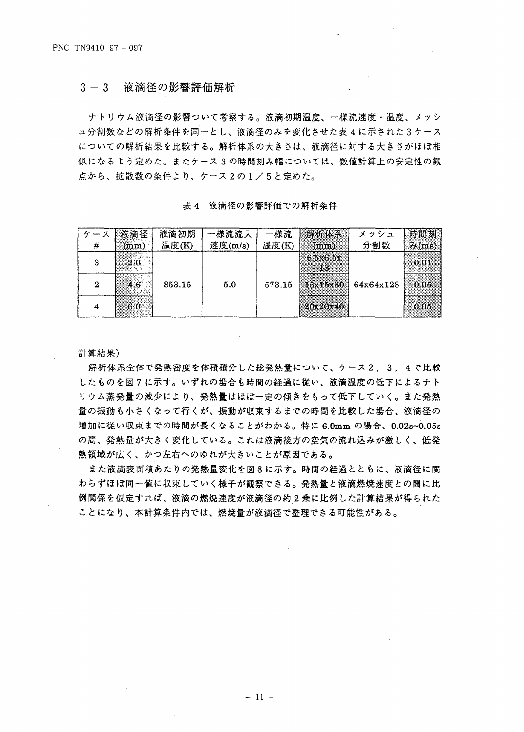## 3－3　液滴径の影響評価解析

ナトリウム液滴径の影響ついて考察する。液滴初期温度、一様流速度・温度、メッシュ分割数などの解析条件を同一とし、液滴径のみを変化させた表 4 に示された 3 ケースについての解析結果を比較する。解析体系の大きさは、液滴径に対する大きさがほぼ相似になるよう定めた。またケース 3 の時間刻み幅については、数値計算上の安定性の観点から、拡散数の条件より、ケース 2 の 1／5 と定めた。

表 4　液滴径の影響評価での解析条件

| ケース # | 液滴径 (mm) | 液滴初期温度(K) | 一様流流入速度(m/s) | 一様流温度(K) | 解析体系 (mm) | メッシュ分割数 | 時間刻み(ms) |
|---|---|---|---|---|---|---|---|
| 3 | 2.0 | 853.15 | 5.0 | 573.15 | 6.5x6.5x13 | 64x64x128 | 0.01 |
| 2 | 4.6 | | | | 15x15x30 | | 0.05 |
| 4 | 6.0 | | | | 20x20x40 | | 0.05 |

計算結果)

解析体系全体で発熱密度を体積積分した総発熱量について、ケース 2，3，4 で比較したものを図 7 に示す。いずれの場合も時間の経過に従い、液滴温度の低下によるナトリウム蒸発量の減少により、発熱量はほぼ一定の傾きをもって低下していく。また発熱量の振動も小さくなって行くが、振動が収束するまでの時間を比較した場合、液滴径の増加に従い収束までの時間が長くなることがわかる。特に 6.0mm の場合、0.02s~0.05s の間、発熱量が大きく変化している。これは液滴後方の空気の流れ込みが激しく、低発熱領域が広く、かつ左右へのゆれが大きいことが原因である。

また液滴表面積あたりの発熱量変化を図 8 に示す。時間の経過とともに、液滴径に関わらずほぼ同一値に収束していく様子が観察できる。発熱量と液滴燃焼速度との間に比例関係を仮定すれば、液滴の燃焼速度が液滴径の約 2 乗に比例した計算結果が得られたことになり、本計算条件内では、燃焼量が液滴径で整理できる可能性がある。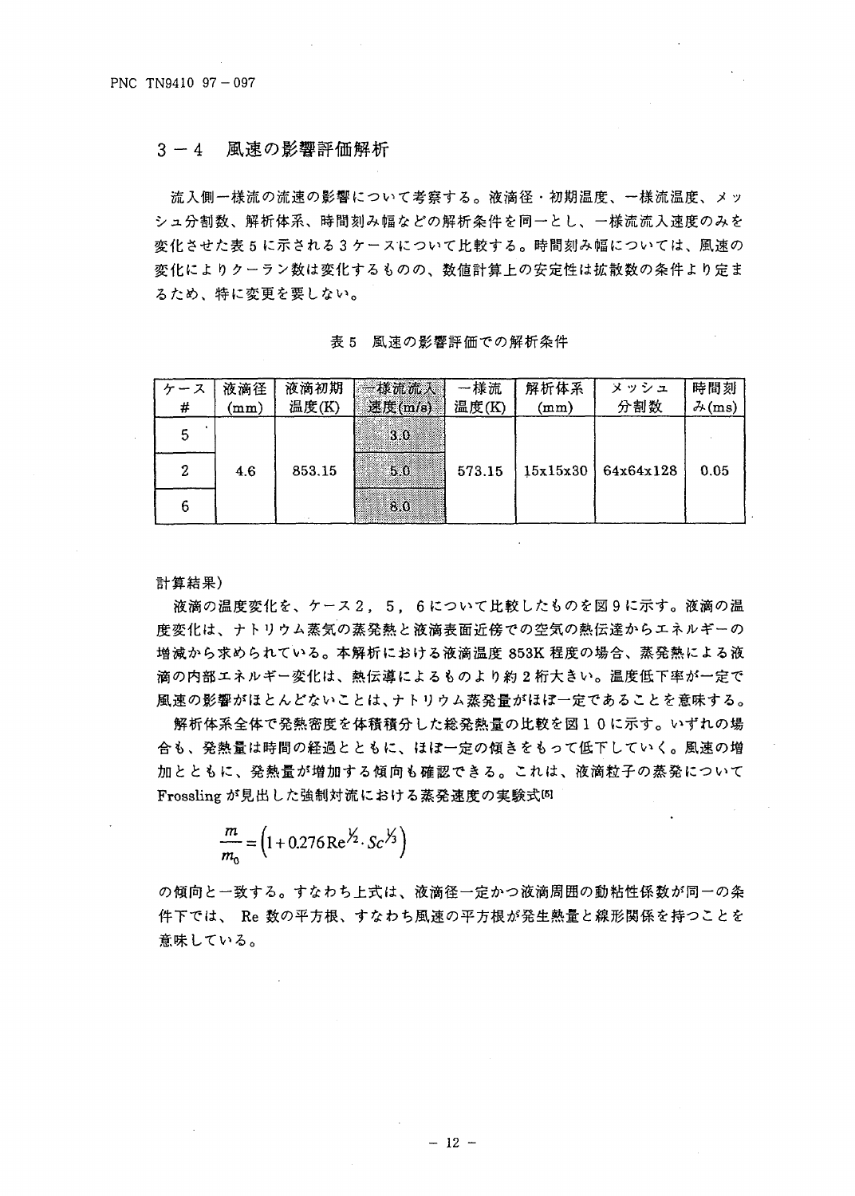## 3－4　風速の影響評価解析

流入側一様流の流速の影響について考察する。液滴径・初期温度、一様流温度、メッシュ分割数、解析体系、時間刻み幅などの解析条件を同一とし、一様流流入速度のみを変化させた表５に示される３ケースについて比較する。時間刻み幅については、風速の変化によりクーラン数は変化するものの、数値計算上の安定性は拡散数の条件より定まるため、特に変更を要しない。

表５　風速の影響評価での解析条件

| ケース # | 液滴径 (mm) | 液滴初期温度(K) | 一様流流入速度(m/s) | 一様流温度(K) | 解析体系 (mm) | メッシュ分割数 | 時間刻み(ms) |
|---|---|---|---|---|---|---|---|
| 5 | 4.6 | 853.15 | 3.0 | 573.15 | 15x15x30 | 64x64x128 | 0.05 |
| 2 | | | 5.0 | | | | |
| 6 | | | 8.0 | | | | |

計算結果）

液滴の温度変化を、ケース２，５，６について比較したものを図９に示す。液滴の温度変化は、ナトリウム蒸気の蒸発熱と液滴表面近傍での空気の熱伝達からエネルギーの増減から求められている。本解析における液滴温度 853K 程度の場合、蒸発熱による液滴の内部エネルギー変化は、熱伝導によるものより約２桁大きい。温度低下率が一定で風速の影響がほとんどないことは、ナトリウム蒸発量がほぼ一定であることを意味する。

解析体系全体で発熱密度を体積積分した総発熱量の比較を図１０に示す。いずれの場合も、発熱量は時間の経過とともに、ほぼ一定の傾きをもって低下していく。風速の増加とともに、発熱量が増加する傾向も確認できる。これは、液滴粒子の蒸発について Frossling が見出した強制対流における蒸発速度の実験式[5]

$$\frac{m}{m_0} = \left(1 + 0.276\,\mathrm{Re}^{1/2} \cdot Sc^{1/3}\right)$$

の傾向と一致する。すなわち上式は、液滴径一定かつ液滴周囲の動粘性係数が同一の条件下では、 Re 数の平方根、すなわち風速の平方根が発生熱量と線形関係を持つことを意味している。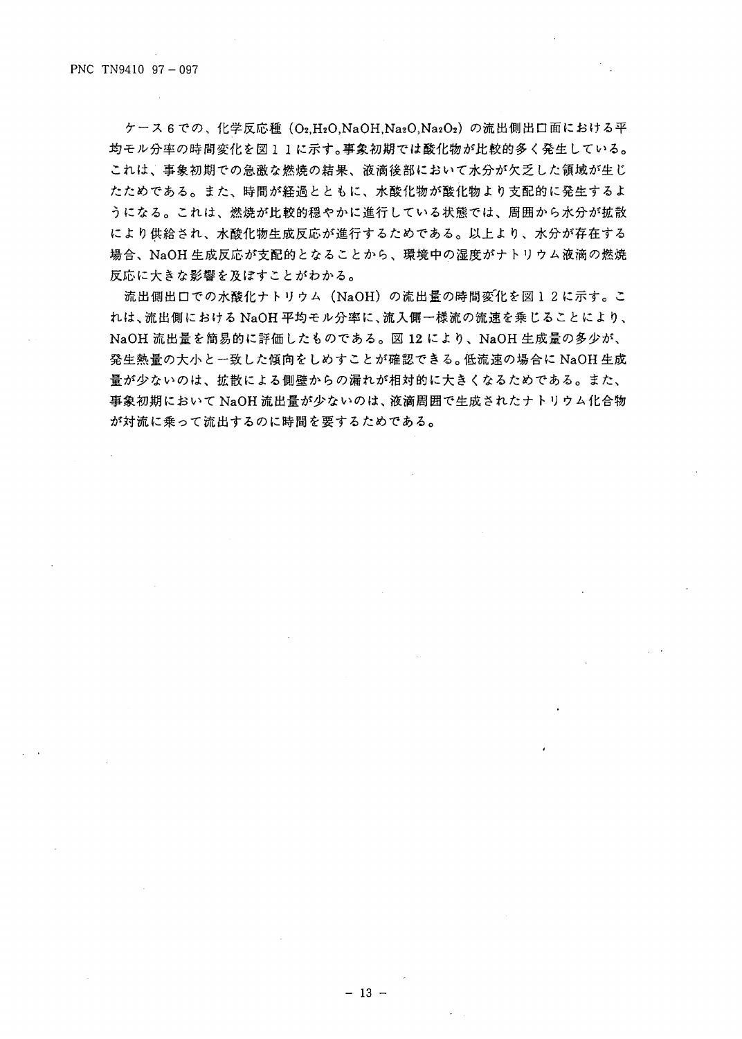ケース６での、化学反応種（$O_2$,$H_2O$,NaOH,$Na_2O$,$Na_2O_2$）の流出側出口面における平均モル分率の時間変化を図１１に示す。事象初期では酸化物が比較的多く発生している。これは、事象初期での急激な燃焼の結果、液滴後部において水分が欠乏した領域が生じたためである。また、時間が経過とともに、水酸化物が酸化物より支配的に発生するようになる。これは、燃焼が比較的穏やかに進行している状態では、周囲から水分が拡散により供給され、水酸化物生成反応が進行するためである。以上より、水分が存在する場合、NaOH 生成反応が支配的となることから、環境中の湿度がナトリウム液滴の燃焼反応に大きな影響を及ぼすことがわかる。

流出側出口での水酸化ナトリウム（NaOH）の流出量の時間変化を図１２に示す。これは、流出側における NaOH 平均モル分率に、流入側一様流の流速を乗じることにより、NaOH 流出量を簡易的に評価したものである。図 12 により、NaOH 生成量の多少が、発生熱量の大小と一致した傾向をしめすことが確認できる。低流速の場合に NaOH 生成量が少ないのは、拡散による側壁からの漏れが相対的に大きくなるためである。また、事象初期において NaOH 流出量が少ないのは、液滴周囲で生成されたナトリウム化合物が対流に乗って流出するのに時間を要するためである。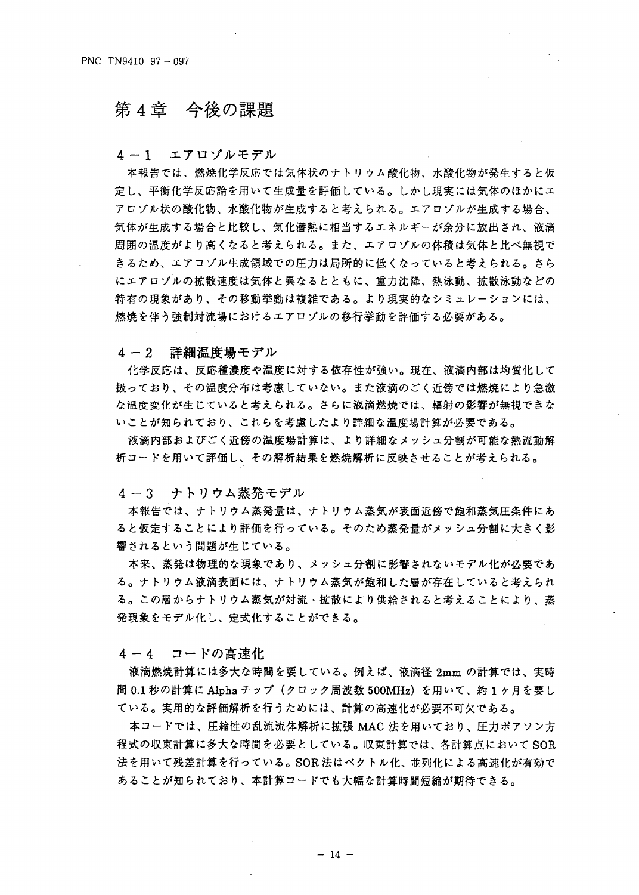# 第4章　今後の課題

## 4－1　エアロゾルモデル

本報告では、燃焼化学反応では気体状のナトリウム酸化物、水酸化物が発生すると仮定し、平衡化学反応論を用いて生成量を評価している。しかし現実には気体のほかにエアロゾル状の酸化物、水酸化物が生成すると考えられる。エアロゾルが生成する場合、気体が生成する場合と比較し、気化潜熱に相当するエネルギーが余分に放出され、液滴周囲の温度がより高くなると考えられる。また、エアロゾルの体積は気体と比べ無視できるため、エアロゾル生成領域での圧力は局所的に低くなっていると考えられる。さらにエアロゾルの拡散速度は気体と異なるとともに、重力沈降、熱泳動、拡散泳動などの特有の現象があり、その移動挙動は複雑である。より現実的なシミュレーションには、燃焼を伴う強制対流場におけるエアロゾルの移行挙動を評価する必要がある。

## 4－2　詳細温度場モデル

化学反応は、反応種濃度や温度に対する依存性が強い。現在、液滴内部は均質化して扱っており、その温度分布は考慮していない。また液滴のごく近傍では燃焼により急激な温度変化が生じていると考えられる。さらに液滴燃焼では、輻射の影響が無視できないことが知られており、これらを考慮したより詳細な温度場計算が必要である。

液滴内部およびごく近傍の温度場計算は、より詳細なメッシュ分割が可能な熱流動解析コードを用いて評価し、その解析結果を燃焼解析に反映させることが考えられる。

## 4－3　ナトリウム蒸発モデル

本報告では、ナトリウム蒸発量は、ナトリウム蒸気が表面近傍で飽和蒸気圧条件にあると仮定することにより評価を行っている。そのため蒸発量がメッシュ分割に大きく影響されるという問題が生じている。

本来、蒸発は物理的な現象であり、メッシュ分割に影響されないモデル化が必要である。ナトリウム液滴表面には、ナトリウム蒸気が飽和した層が存在していると考えられる。この層からナトリウム蒸気が対流・拡散により供給されると考えることにより、蒸発現象をモデル化し、定式化することができる。

## 4－4　コードの高速化

液滴燃焼計算には多大な時間を要している。例えば、液滴径 2mm の計算では、実時間 0.1 秒の計算に Alpha チップ（クロック周波数 500MHz）を用いて、約1ヶ月を要している。実用的な評価解析を行うためには、計算の高速化が必要不可欠である。

本コードでは、圧縮性の乱流流体解析に拡張 MAC 法を用いており、圧力ポアソン方程式の収束計算に多大な時間を必要としている。収束計算では、各計算点において SOR 法を用いて残差計算を行っている。SOR 法はベクトル化、並列化による高速化が有効であることが知られており、本計算コードでも大幅な計算時間短縮が期待できる。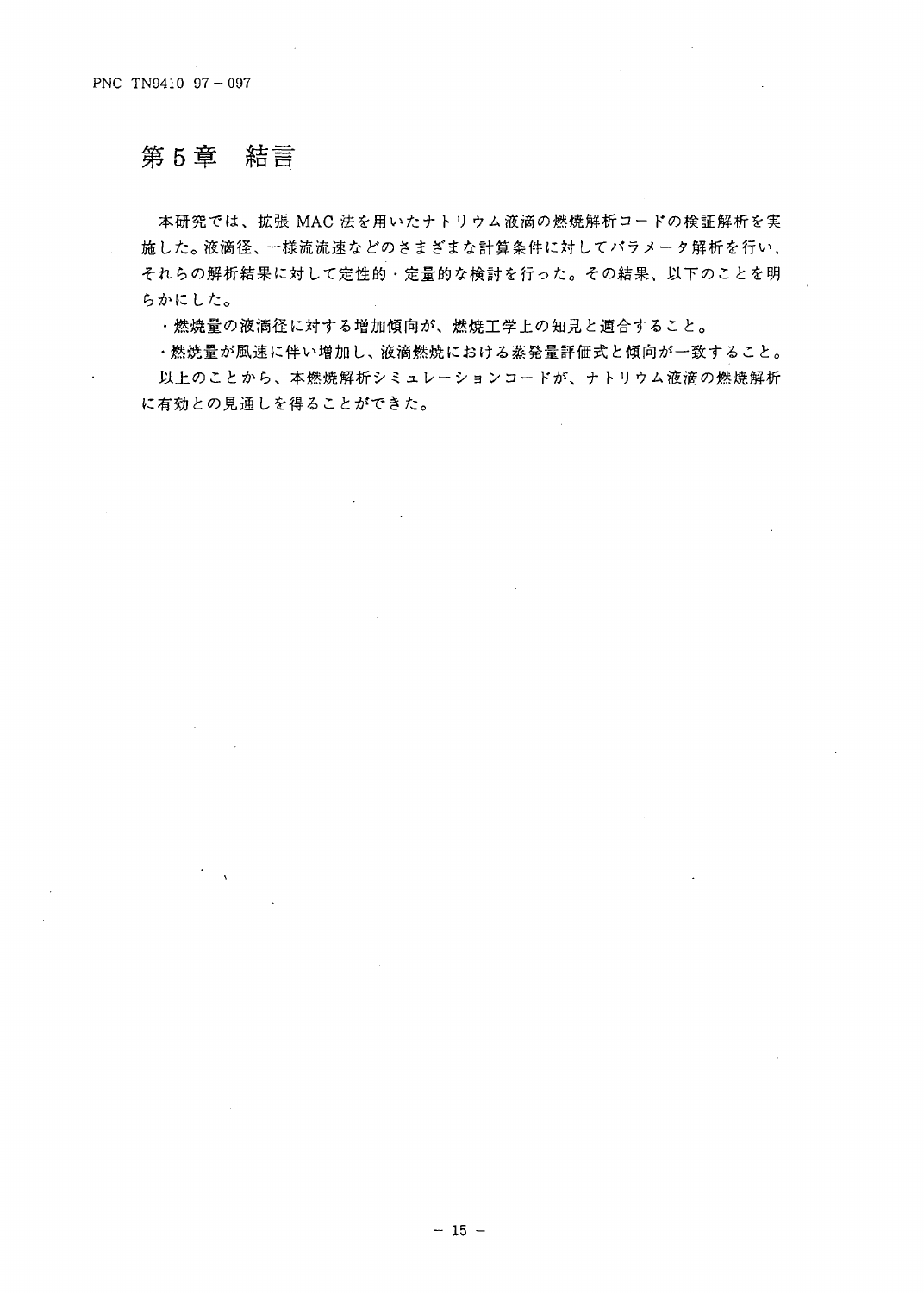# 第5章　結言

本研究では、拡張 MAC 法を用いたナトリウム液滴の燃焼解析コードの検証解析を実施した。液滴径、一様流流速などのさまざまな計算条件に対してパラメータ解析を行い、それらの解析結果に対して定性的・定量的な検討を行った。その結果、以下のことを明らかにした。

・燃焼量の液滴径に対する増加傾向が、燃焼工学上の知見と適合すること。

・燃焼量が風速に伴い増加し、液滴燃焼における蒸発量評価式と傾向が一致すること。

以上のことから、本燃焼解析シミュレーションコードが、ナトリウム液滴の燃焼解析に有効との見通しを得ることができた。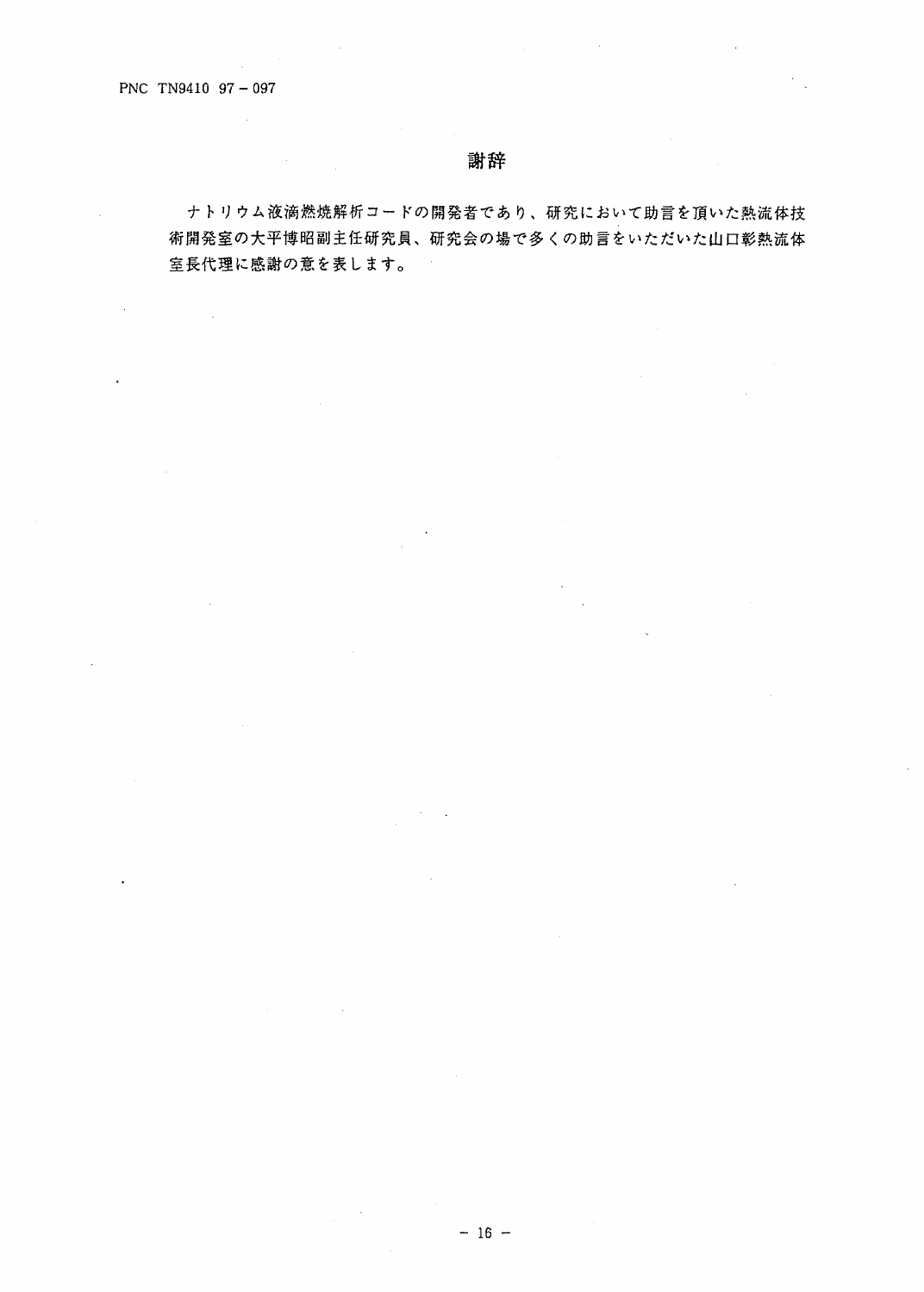# 謝辞

ナトリウム液滴燃焼解析コードの開発者であり、研究において助言を頂いた熱流体技術開発室の大平博昭副主任研究員、研究会の場で多くの助言をいただいた山口彰熱流体室長代理に感謝の意を表します。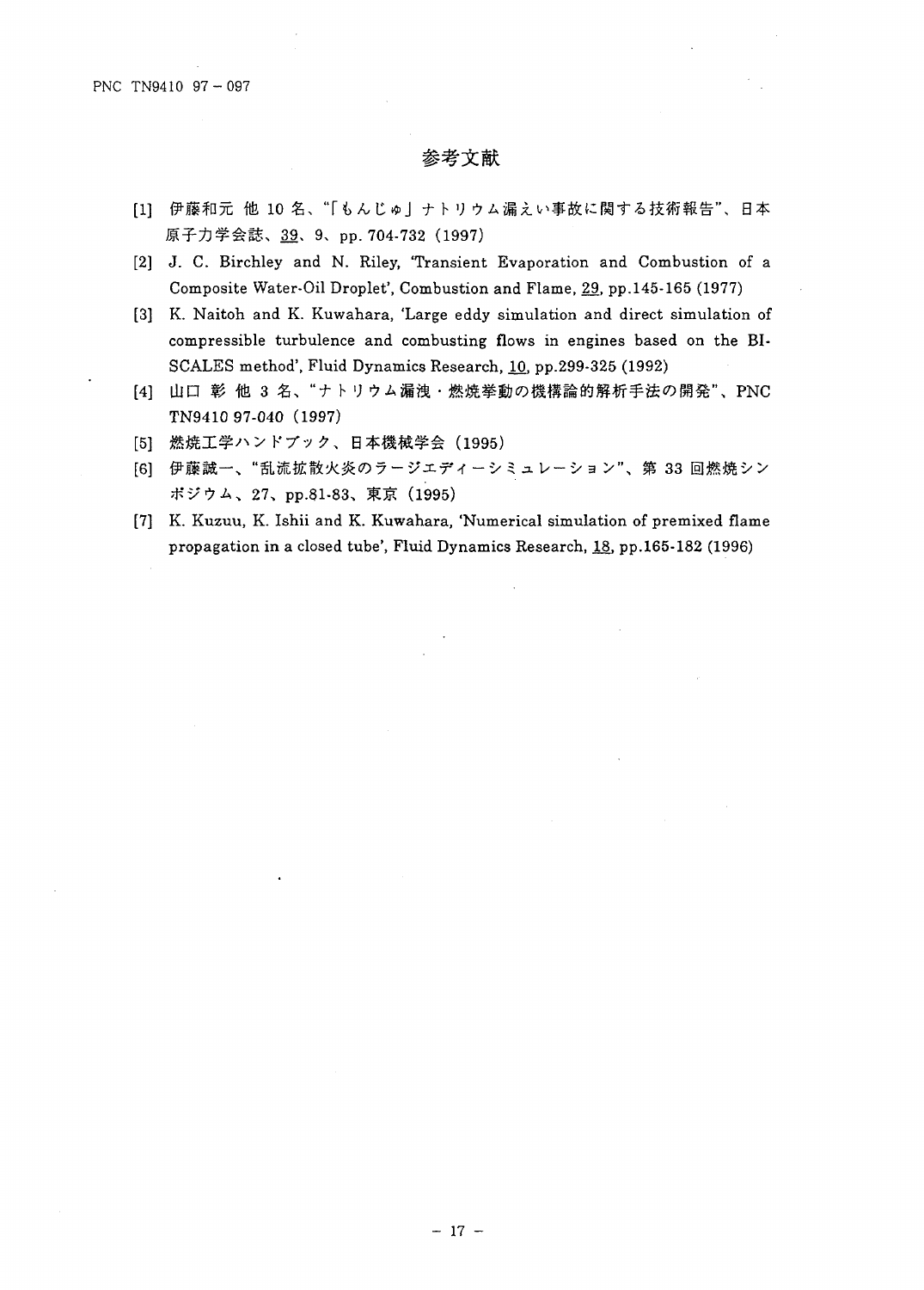# 参考文献

[1] 伊藤和元 他 10 名、"「もんじゅ」ナトリウム漏えい事故に関する技術報告"、日本原子力学会誌、39、9、pp. 704-732 (1997)

[2] J. C. Birchley and N. Riley, 'Transient Evaporation and Combustion of a Composite Water-Oil Droplet', Combustion and Flame, 29, pp.145-165 (1977)

[3] K. Naitoh and K. Kuwahara, 'Large eddy simulation and direct simulation of compressible turbulence and combusting flows in engines based on the BI-SCALES method', Fluid Dynamics Research, 10, pp.299-325 (1992)

[4] 山口 彰 他 3 名、"ナトリウム漏洩・燃焼挙動の機構論的解析手法の開発"、PNC TN9410 97-040 (1997)

[5] 燃焼工学ハンドブック、日本機械学会 (1995)

[6] 伊藤誠一、"乱流拡散火炎のラージエディーシミュレーション"、第 33 回燃焼シンポジウム、27、pp.81-83、東京 (1995)

[7] K. Kuzuu, K. Ishii and K. Kuwahara, 'Numerical simulation of premixed flame propagation in a closed tube', Fluid Dynamics Research, 18, pp.165-182 (1996)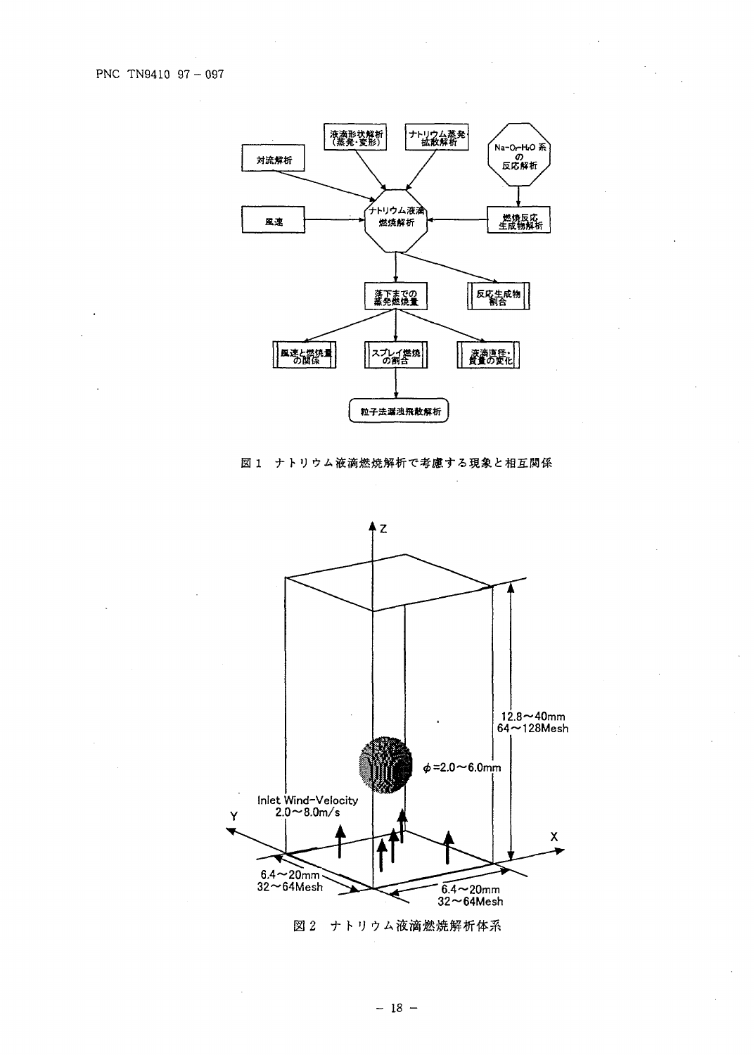図1　ナトリウム液滴燃焼解析で考慮する現象と相互関係

図2　ナトリウム液滴燃焼解析体系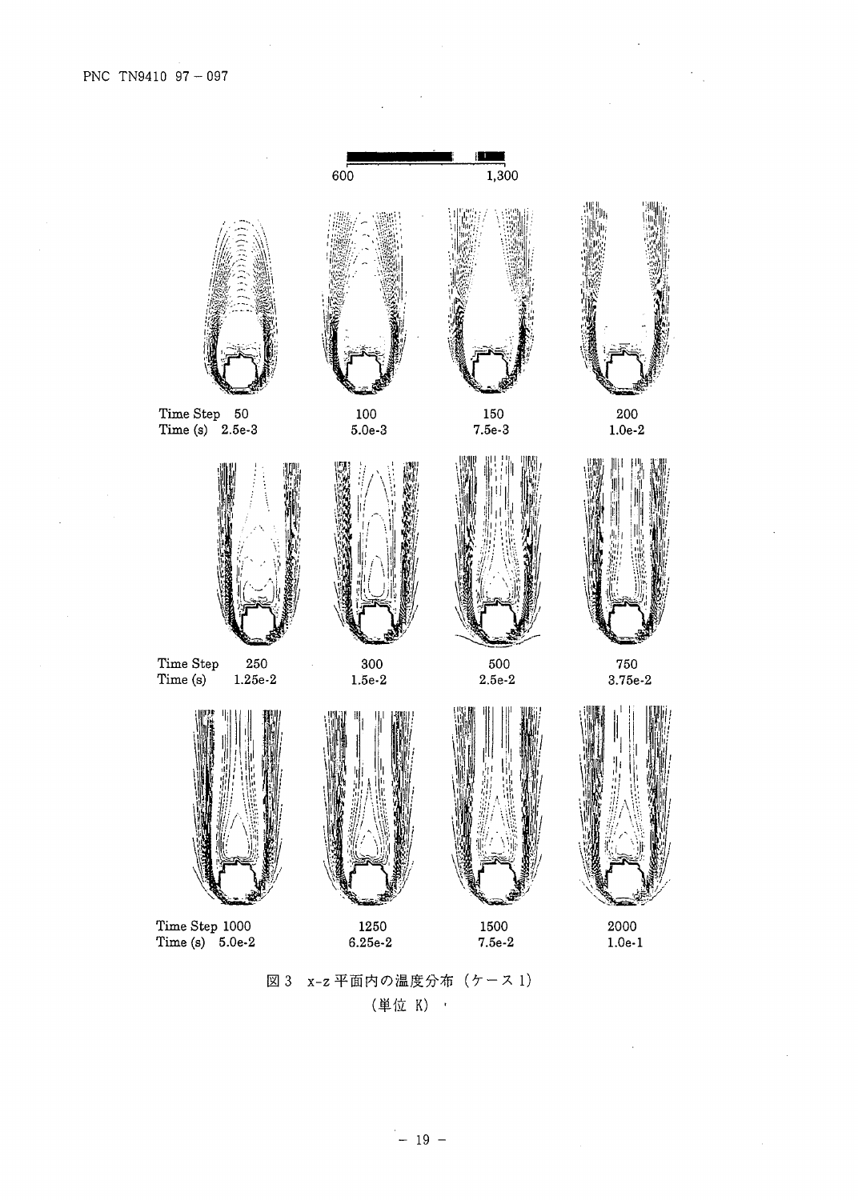600 1,300

Time Step 50 Time (s) 2.5e-3 | 100 5.0e-3 | 150 7.5e-3 | 200 1.0e-2

Time Step 250 Time (s) 1.25e-2 | 300 1.5e-2 | 500 2.5e-2 | 750 3.75e-2

Time Step 1000 Time (s) 5.0e-2 | 1250 6.25e-2 | 1500 7.5e-2 | 2000 1.0e-1

図 3 x-z 平面内の温度分布（ケース 1）

（単位 K）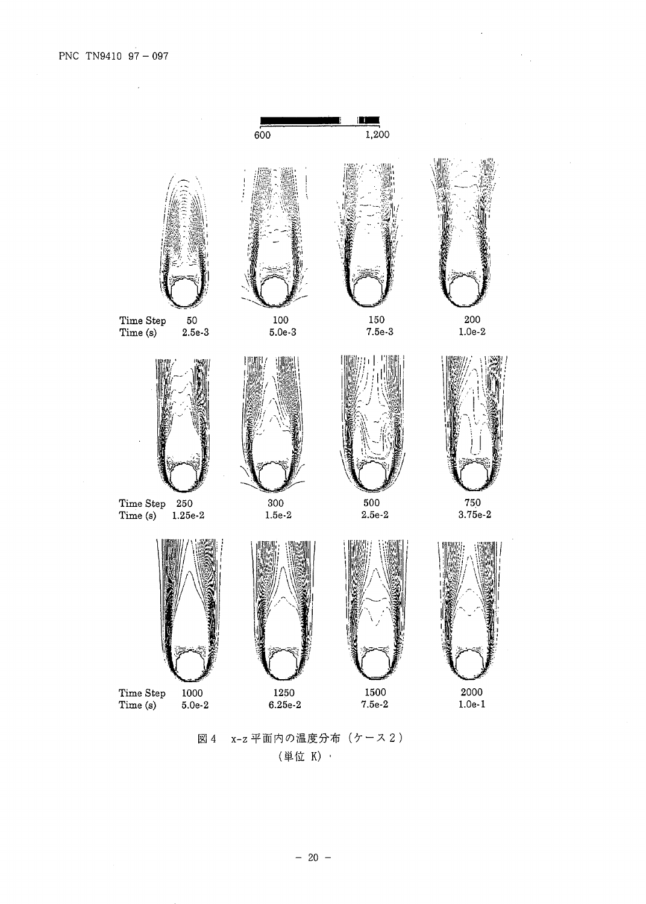600 1,200

| Time Step | 50 | 100 | 150 | 200 |
| --- | --- | --- | --- | --- |
| Time (s) | 2.5e-3 | 5.0e-3 | 7.5e-3 | 1.0e-2 |

| Time Step | 250 | 300 | 500 | 750 |
| --- | --- | --- | --- | --- |
| Time (s) | 1.25e-2 | 1.5e-2 | 2.5e-2 | 3.75e-2 |

| Time Step | 1000 | 1250 | 1500 | 2000 |
| --- | --- | --- | --- | --- |
| Time (s) | 5.0e-2 | 6.25e-2 | 7.5e-2 | 1.0e-1 |

図4　x-z 平面内の温度分布（ケース２）

（単位 K）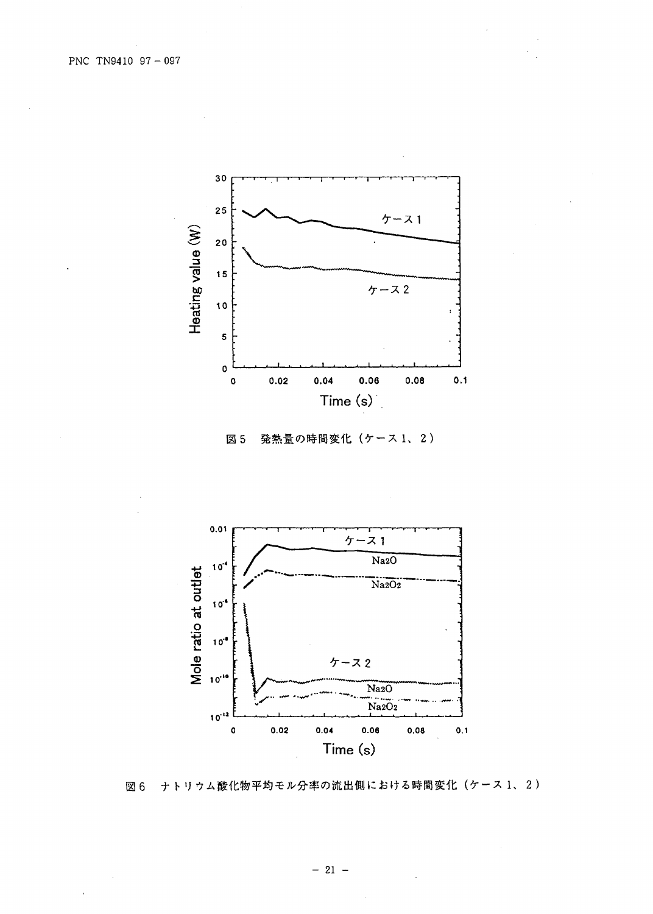図5　発熱量の時間変化（ケース1、2）

図6　ナトリウム酸化物平均モル分率の流出側における時間変化（ケース1、2）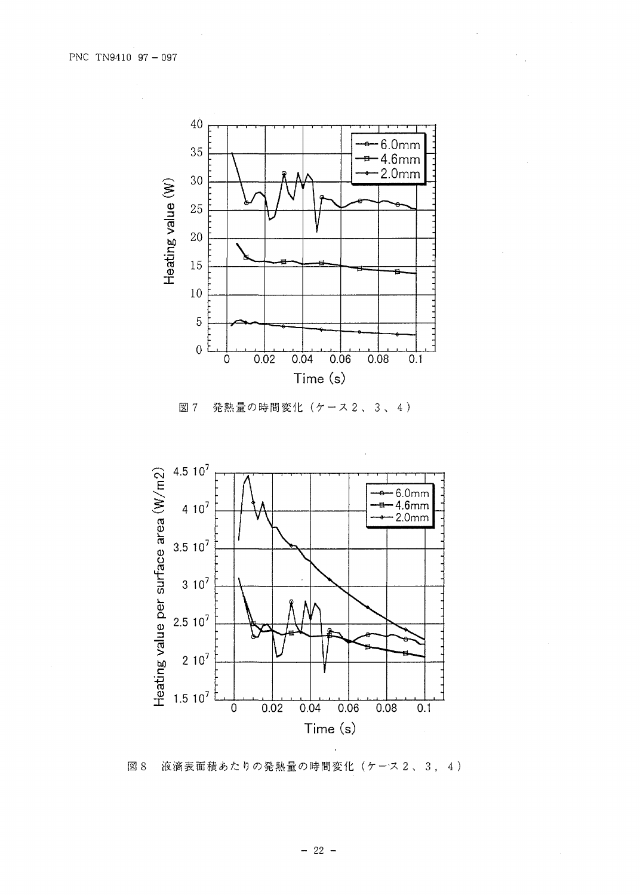図7　発熱量の時間変化（ケース2、3、4）

図8　液滴表面積あたりの発熱量の時間変化（ケース2、3，4）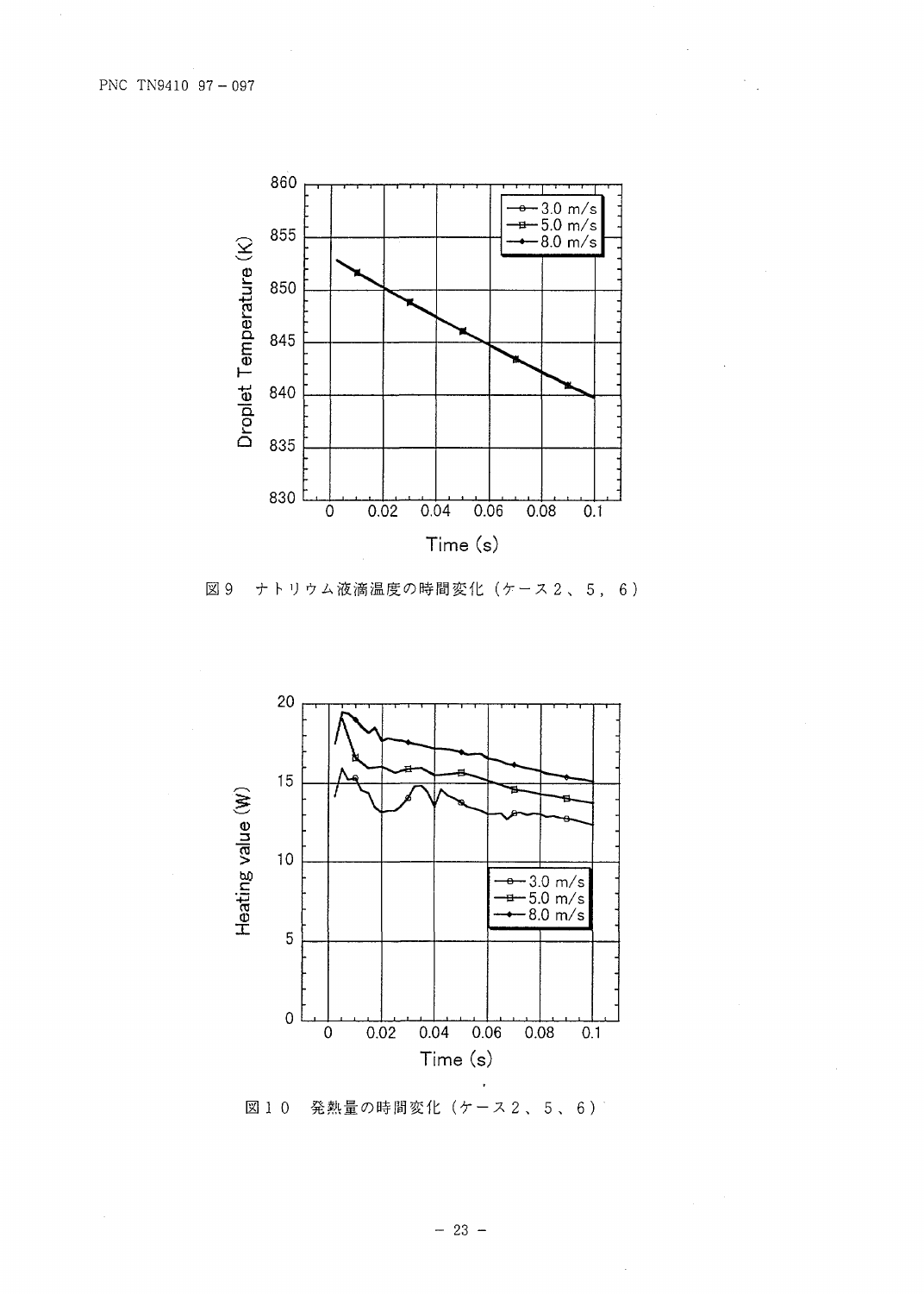図９　ナトリウム液滴温度の時間変化（ケース２、５，６）

図１０　発熱量の時間変化（ケース２、５、６）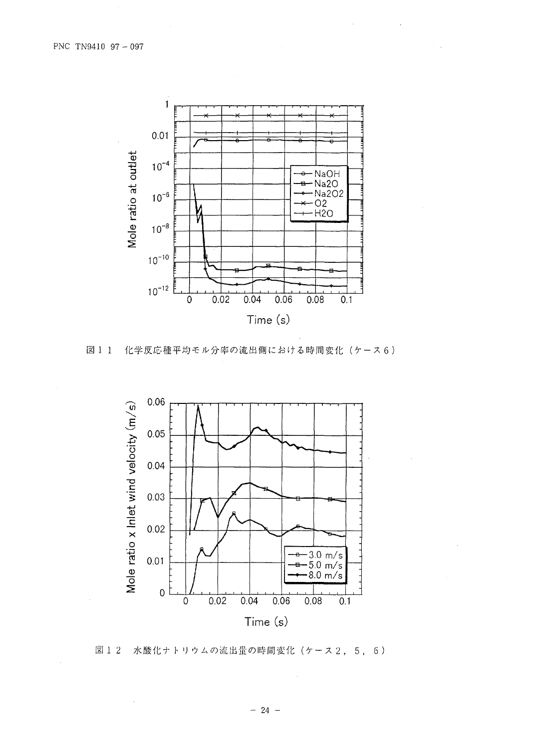1

0.01

$10^{-4}$

$10^{-6}$

$10^{-8}$

$10^{-10}$

$10^{-12}$

0 0.02 0.04 0.06 0.08 0.1

Mole ratio at outlet

Time (s)

NaOH
Na2O
Na2O2
O2
H2O

図１１　化学反応種平均モル分率の流出側における時間変化（ケース６）

0.06

0.05

0.04

0.03

0.02

0.01

0

0 0.02 0.04 0.06 0.08 0.1

Mole ratio x Inlet wind velocity (m/s)

Time (s)

3.0 m/s
5.0 m/s
8.0 m/s

図１２　水酸化ナトリウムの流出量の時間変化（ケース２，５，６）